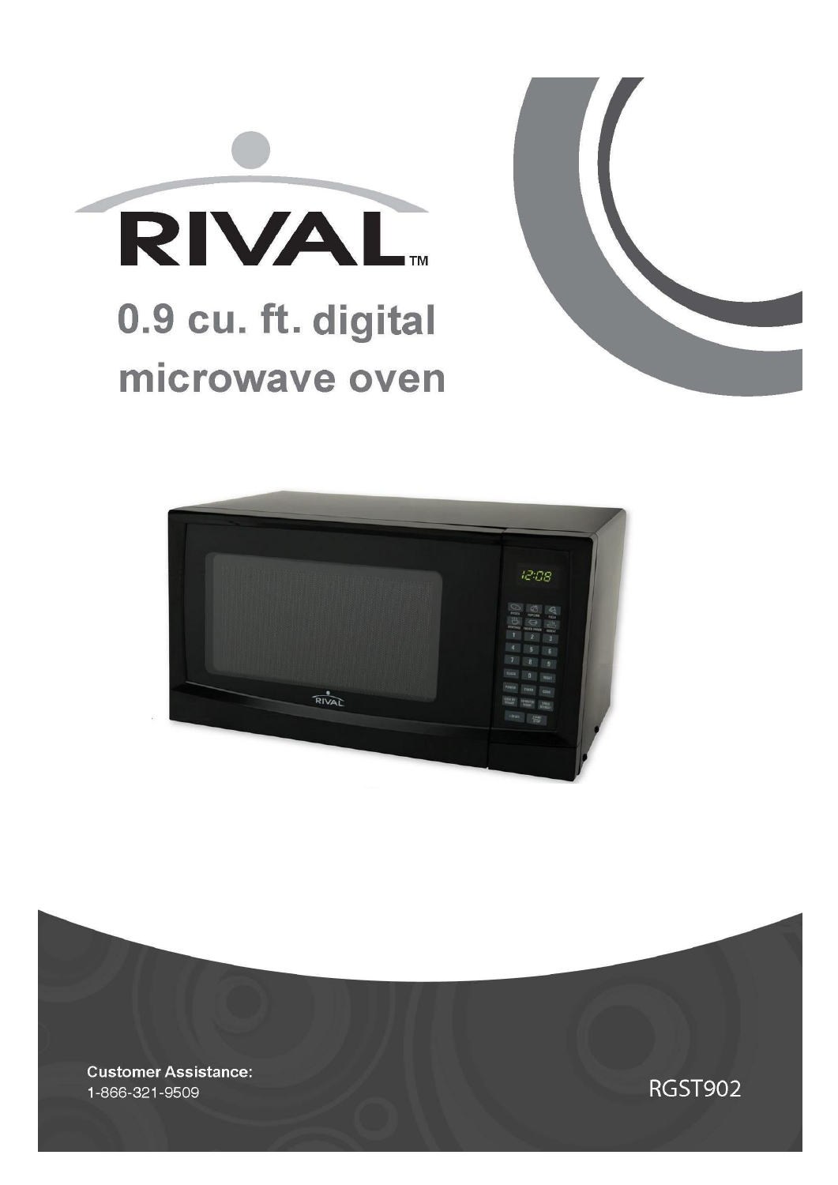# RIVAL™

## 0.9 cu. ft. digital microwave oven

**Customer Assistance:**
1-866-321-9509

RGST902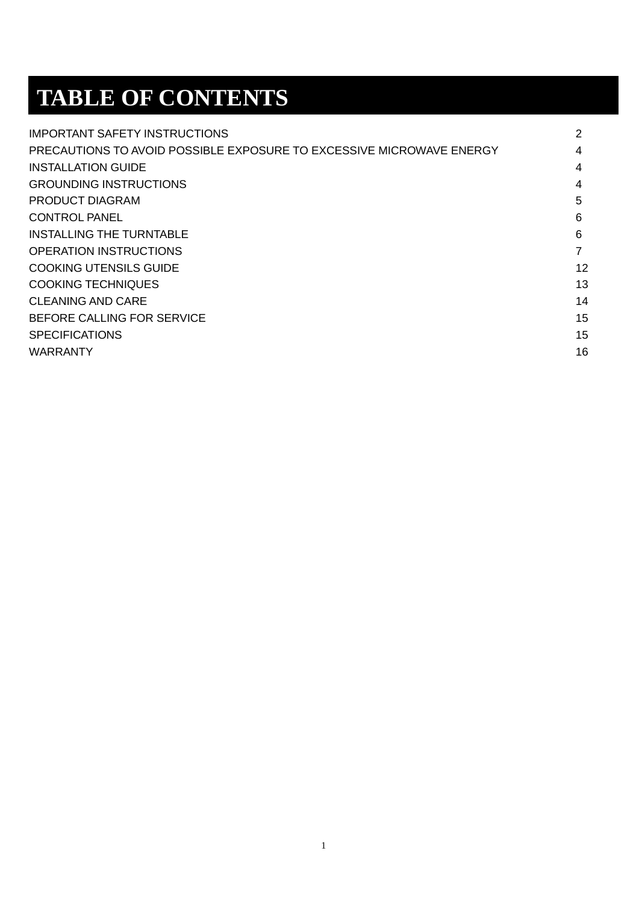# TABLE OF CONTENTS

| | |
|---|---|
| IMPORTANT SAFETY INSTRUCTIONS | 2 |
| PRECAUTIONS TO AVOID POSSIBLE EXPOSURE TO EXCESSIVE MICROWAVE ENERGY | 4 |
| INSTALLATION GUIDE | 4 |
| GROUNDING INSTRUCTIONS | 4 |
| PRODUCT DIAGRAM | 5 |
| CONTROL PANEL | 6 |
| INSTALLING THE TURNTABLE | 6 |
| OPERATION INSTRUCTIONS | 7 |
| COOKING UTENSILS GUIDE | 12 |
| COOKING TECHNIQUES | 13 |
| CLEANING AND CARE | 14 |
| BEFORE CALLING FOR SERVICE | 15 |
| SPECIFICATIONS | 15 |
| WARRANTY | 16 |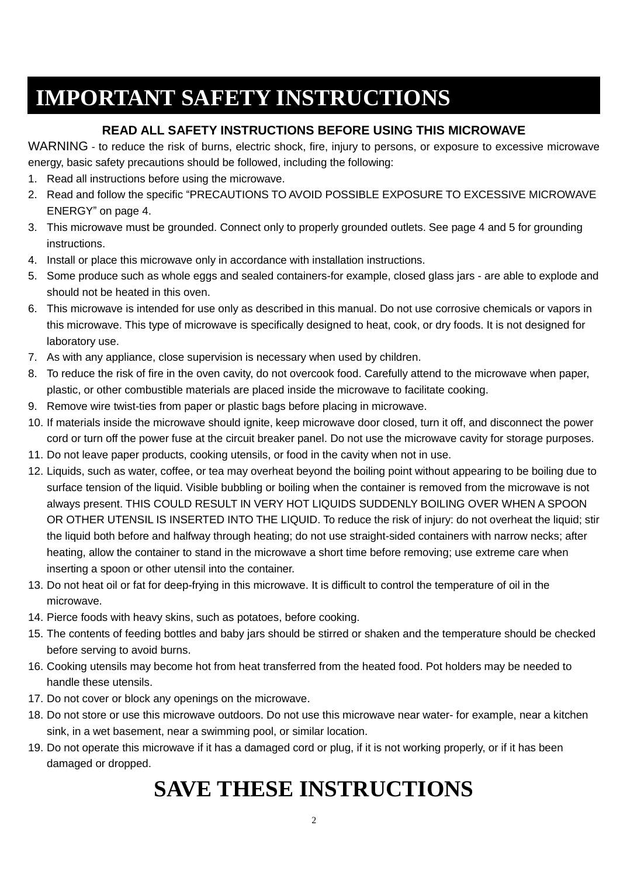# IMPORTANT SAFETY INSTRUCTIONS

**READ ALL SAFETY INSTRUCTIONS BEFORE USING THIS MICROWAVE**

WARNING - to reduce the risk of burns, electric shock, fire, injury to persons, or exposure to excessive microwave energy, basic safety precautions should be followed, including the following:

1. Read all instructions before using the microwave.
2. Read and follow the specific "PRECAUTIONS TO AVOID POSSIBLE EXPOSURE TO EXCESSIVE MICROWAVE ENERGY" on page 4.
3. This microwave must be grounded. Connect only to properly grounded outlets. See page 4 and 5 for grounding instructions.
4. Install or place this microwave only in accordance with installation instructions.
5. Some produce such as whole eggs and sealed containers-for example, closed glass jars - are able to explode and should not be heated in this oven.
6. This microwave is intended for use only as described in this manual. Do not use corrosive chemicals or vapors in this microwave. This type of microwave is specifically designed to heat, cook, or dry foods. It is not designed for laboratory use.
7. As with any appliance, close supervision is necessary when used by children.
8. To reduce the risk of fire in the oven cavity, do not overcook food. Carefully attend to the microwave when paper, plastic, or other combustible materials are placed inside the microwave to facilitate cooking.
9. Remove wire twist-ties from paper or plastic bags before placing in microwave.
10. If materials inside the microwave should ignite, keep microwave door closed, turn it off, and disconnect the power cord or turn off the power fuse at the circuit breaker panel. Do not use the microwave cavity for storage purposes.
11. Do not leave paper products, cooking utensils, or food in the cavity when not in use.
12. Liquids, such as water, coffee, or tea may overheat beyond the boiling point without appearing to be boiling due to surface tension of the liquid. Visible bubbling or boiling when the container is removed from the microwave is not always present. THIS COULD RESULT IN VERY HOT LIQUIDS SUDDENLY BOILING OVER WHEN A SPOON OR OTHER UTENSIL IS INSERTED INTO THE LIQUID. To reduce the risk of injury: do not overheat the liquid; stir the liquid both before and halfway through heating; do not use straight-sided containers with narrow necks; after heating, allow the container to stand in the microwave a short time before removing; use extreme care when inserting a spoon or other utensil into the container.
13. Do not heat oil or fat for deep-frying in this microwave. It is difficult to control the temperature of oil in the microwave.
14. Pierce foods with heavy skins, such as potatoes, before cooking.
15. The contents of feeding bottles and baby jars should be stirred or shaken and the temperature should be checked before serving to avoid burns.
16. Cooking utensils may become hot from heat transferred from the heated food. Pot holders may be needed to handle these utensils.
17. Do not cover or block any openings on the microwave.
18. Do not store or use this microwave outdoors. Do not use this microwave near water- for example, near a kitchen sink, in a wet basement, near a swimming pool, or similar location.
19. Do not operate this microwave if it has a damaged cord or plug, if it is not working properly, or if it has been damaged or dropped.

# SAVE THESE INSTRUCTIONS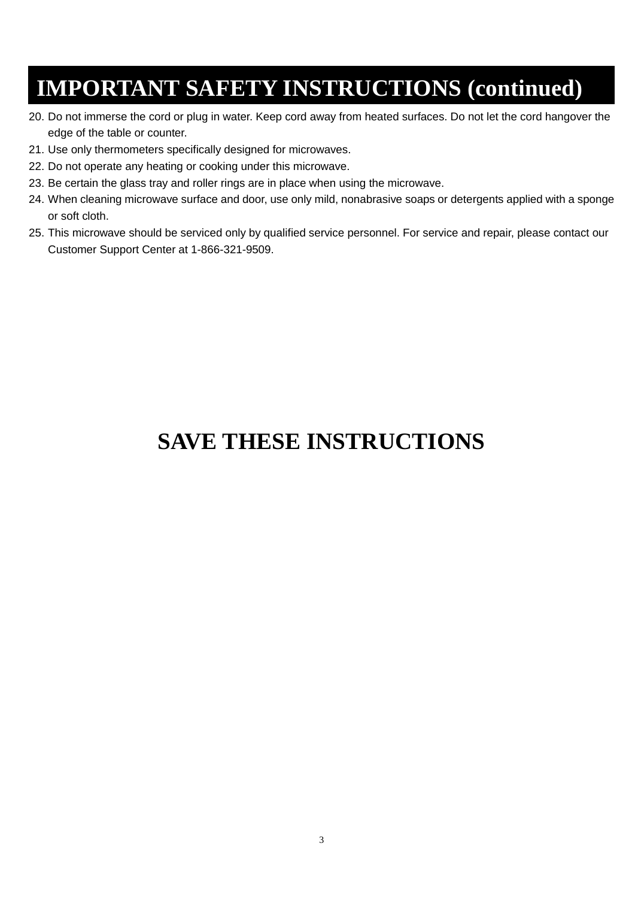# IMPORTANT SAFETY INSTRUCTIONS (continued)

20. Do not immerse the cord or plug in water. Keep cord away from heated surfaces. Do not let the cord hangover the edge of the table or counter.
21. Use only thermometers specifically designed for microwaves.
22. Do not operate any heating or cooking under this microwave.
23. Be certain the glass tray and roller rings are in place when using the microwave.
24. When cleaning microwave surface and door, use only mild, nonabrasive soaps or detergents applied with a sponge or soft cloth.
25. This microwave should be serviced only by qualified service personnel. For service and repair, please contact our Customer Support Center at 1-866-321-9509.

## SAVE THESE INSTRUCTIONS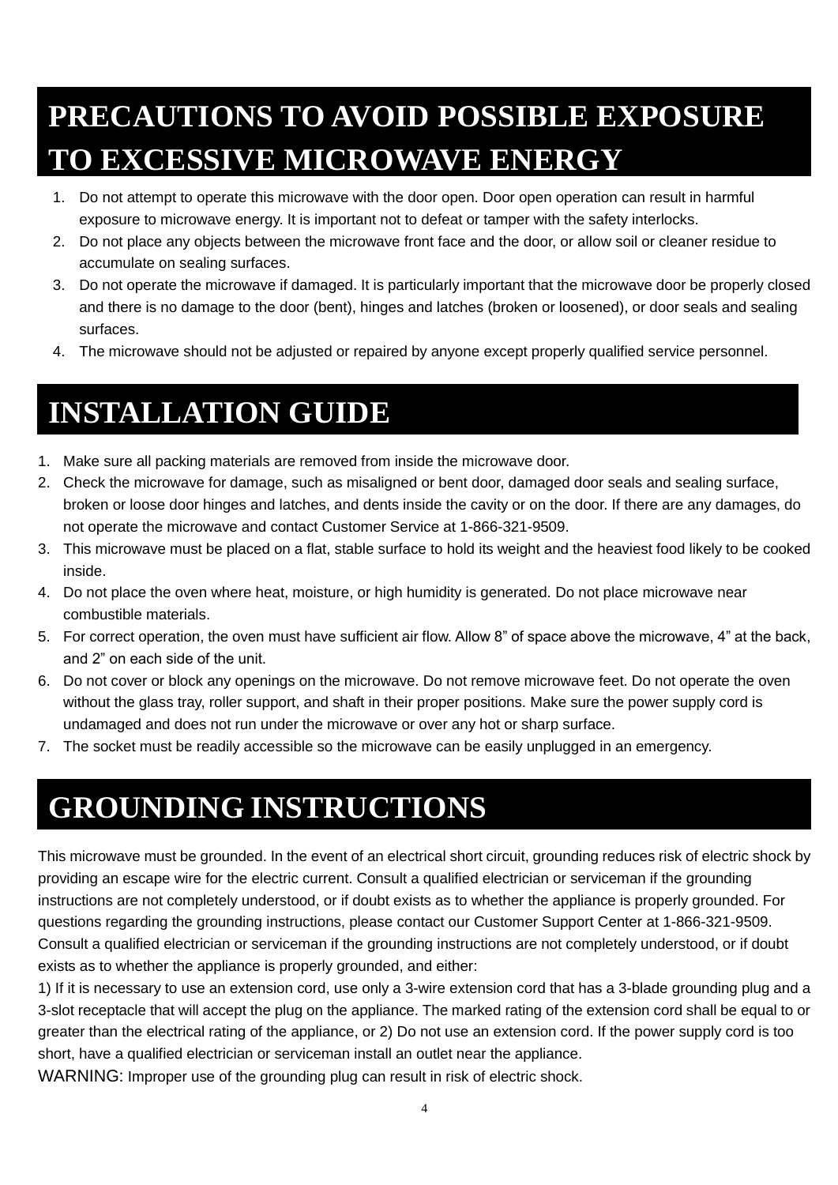## PRECAUTIONS TO AVOID POSSIBLE EXPOSURE TO EXCESSIVE MICROWAVE ENERGY

1. Do not attempt to operate this microwave with the door open. Door open operation can result in harmful exposure to microwave energy. It is important not to defeat or tamper with the safety interlocks.
2. Do not place any objects between the microwave front face and the door, or allow soil or cleaner residue to accumulate on sealing surfaces.
3. Do not operate the microwave if damaged. It is particularly important that the microwave door be properly closed and there is no damage to the door (bent), hinges and latches (broken or loosened), or door seals and sealing surfaces.
4. The microwave should not be adjusted or repaired by anyone except properly qualified service personnel.

## INSTALLATION GUIDE

1. Make sure all packing materials are removed from inside the microwave door.
2. Check the microwave for damage, such as misaligned or bent door, damaged door seals and sealing surface, broken or loose door hinges and latches, and dents inside the cavity or on the door. If there are any damages, do not operate the microwave and contact Customer Service at 1-866-321-9509.
3. This microwave must be placed on a flat, stable surface to hold its weight and the heaviest food likely to be cooked inside.
4. Do not place the oven where heat, moisture, or high humidity is generated. Do not place microwave near combustible materials.
5. For correct operation, the oven must have sufficient air flow. Allow 8” of space above the microwave, 4” at the back, and 2” on each side of the unit.
6. Do not cover or block any openings on the microwave. Do not remove microwave feet. Do not operate the oven without the glass tray, roller support, and shaft in their proper positions. Make sure the power supply cord is undamaged and does not run under the microwave or over any hot or sharp surface.
7. The socket must be readily accessible so the microwave can be easily unplugged in an emergency.

## GROUNDING INSTRUCTIONS

This microwave must be grounded. In the event of an electrical short circuit, grounding reduces risk of electric shock by providing an escape wire for the electric current. Consult a qualified electrician or serviceman if the grounding instructions are not completely understood, or if doubt exists as to whether the appliance is properly grounded. For questions regarding the grounding instructions, please contact our Customer Support Center at 1-866-321-9509. Consult a qualified electrician or serviceman if the grounding instructions are not completely understood, or if doubt exists as to whether the appliance is properly grounded, and either:

1) If it is necessary to use an extension cord, use only a 3-wire extension cord that has a 3-blade grounding plug and a 3-slot receptacle that will accept the plug on the appliance. The marked rating of the extension cord shall be equal to or greater than the electrical rating of the appliance, or 2) Do not use an extension cord. If the power supply cord is too short, have a qualified electrician or serviceman install an outlet near the appliance.

WARNING: Improper use of the grounding plug can result in risk of electric shock.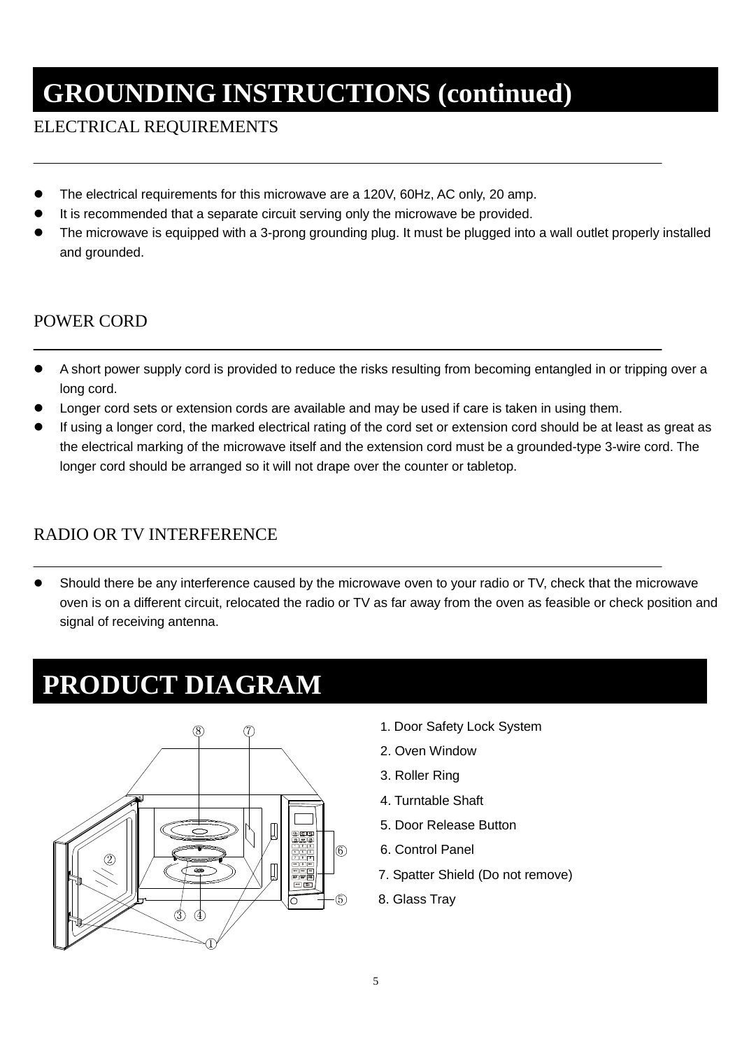# GROUNDING INSTRUCTIONS (continued)

## ELECTRICAL REQUIREMENTS

- The electrical requirements for this microwave are a 120V, 60Hz, AC only, 20 amp.
- It is recommended that a separate circuit serving only the microwave be provided.
- The microwave is equipped with a 3-prong grounding plug. It must be plugged into a wall outlet properly installed and grounded.

## POWER CORD

- A short power supply cord is provided to reduce the risks resulting from becoming entangled in or tripping over a long cord.
- Longer cord sets or extension cords are available and may be used if care is taken in using them.
- If using a longer cord, the marked electrical rating of the cord set or extension cord should be at least as great as the electrical marking of the microwave itself and the extension cord must be a grounded-type 3-wire cord. The longer cord should be arranged so it will not drape over the counter or tabletop.

## RADIO OR TV INTERFERENCE

- Should there be any interference caused by the microwave oven to your radio or TV, check that the microwave oven is on a different circuit, relocated the radio or TV as far away from the oven as feasible or check position and signal of receiving antenna.

# PRODUCT DIAGRAM

1. Door Safety Lock System
2. Oven Window
3. Roller Ring
4. Turntable Shaft
5. Door Release Button
6. Control Panel
7. Spatter Shield (Do not remove)
8. Glass Tray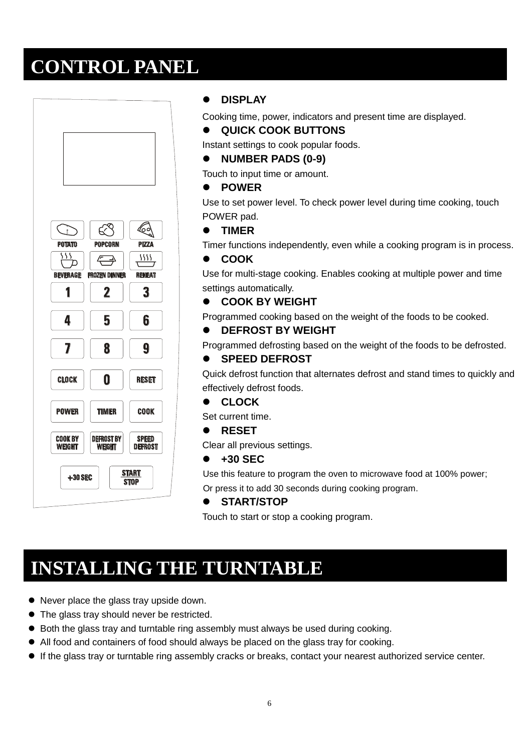# CONTROL PANEL

- **DISPLAY**

Cooking time, power, indicators and present time are displayed.

- **QUICK COOK BUTTONS**

Instant settings to cook popular foods.

- **NUMBER PADS (0-9)**

Touch to input time or amount.

- **POWER**

Use to set power level. To check power level during time cooking, touch POWER pad.

- **TIMER**

Timer functions independently, even while a cooking program is in process.

- **COOK**

Use for multi-stage cooking. Enables cooking at multiple power and time settings automatically.

- **COOK BY WEIGHT**

Programmed cooking based on the weight of the foods to be cooked.

- **DEFROST BY WEIGHT**

Programmed defrosting based on the weight of the foods to be defrosted.

- **SPEED DEFROST**

Quick defrost function that alternates defrost and stand times to quickly and effectively defrost foods.

- **CLOCK**

Set current time.

- **RESET**

Clear all previous settings.

- **+30 SEC**

Use this feature to program the oven to microwave food at 100% power;
Or press it to add 30 seconds during cooking program.

- **START/STOP**

Touch to start or stop a cooking program.

# INSTALLING THE TURNTABLE

- Never place the glass tray upside down.
- The glass tray should never be restricted.
- Both the glass tray and turntable ring assembly must always be used during cooking.
- All food and containers of food should always be placed on the glass tray for cooking.
- If the glass tray or turntable ring assembly cracks or breaks, contact your nearest authorized service center.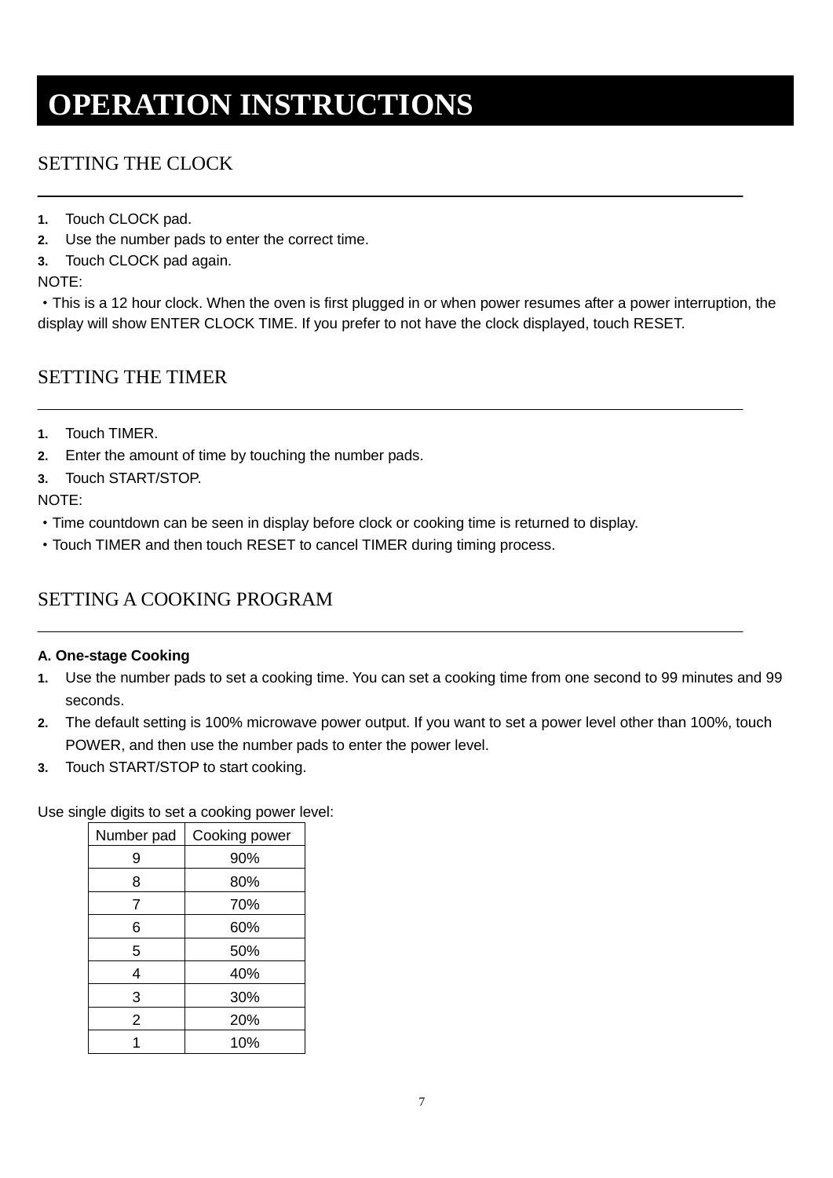# OPERATION INSTRUCTIONS

## SETTING THE CLOCK

1. Touch CLOCK pad.
2. Use the number pads to enter the correct time.
3. Touch CLOCK pad again.

NOTE:

・This is a 12 hour clock. When the oven is first plugged in or when power resumes after a power interruption, the display will show ENTER CLOCK TIME. If you prefer to not have the clock displayed, touch RESET.

## SETTING THE TIMER

1. Touch TIMER.
2. Enter the amount of time by touching the number pads.
3. Touch START/STOP.

NOTE:

・Time countdown can be seen in display before clock or cooking time is returned to display.

・Touch TIMER and then touch RESET to cancel TIMER during timing process.

## SETTING A COOKING PROGRAM

**A. One-stage Cooking**

1. Use the number pads to set a cooking time. You can set a cooking time from one second to 99 minutes and 99 seconds.
2. The default setting is 100% microwave power output. If you want to set a power level other than 100%, touch POWER, and then use the number pads to enter the power level.
3. Touch START/STOP to start cooking.

Use single digits to set a cooking power level:

| Number pad | Cooking power |
|---|---|
| 9 | 90% |
| 8 | 80% |
| 7 | 70% |
| 6 | 60% |
| 5 | 50% |
| 4 | 40% |
| 3 | 30% |
| 2 | 20% |
| 1 | 10% |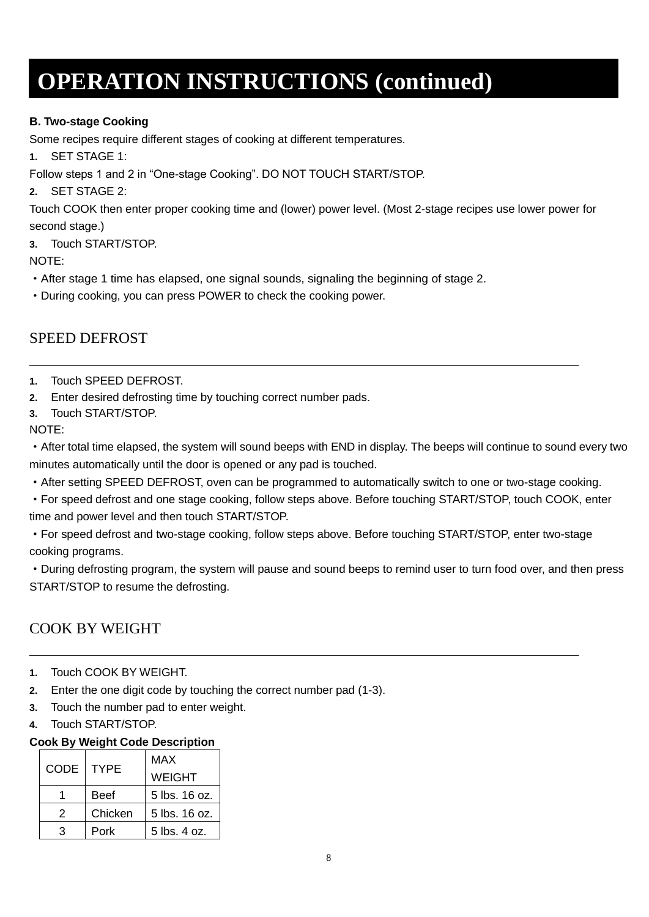# OPERATION INSTRUCTIONS (continued)

**B. Two-stage Cooking**

Some recipes require different stages of cooking at different temperatures.

1. SET STAGE 1:

Follow steps 1 and 2 in “One-stage Cooking”. DO NOT TOUCH START/STOP.

2. SET STAGE 2:

Touch COOK then enter proper cooking time and (lower) power level. (Most 2-stage recipes use lower power for second stage.)

3. Touch START/STOP.

NOTE:

・After stage 1 time has elapsed, one signal sounds, signaling the beginning of stage 2.

・During cooking, you can press POWER to check the cooking power.

## SPEED DEFROST

1. Touch SPEED DEFROST.
2. Enter desired defrosting time by touching correct number pads.
3. Touch START/STOP.

NOTE:

・After total time elapsed, the system will sound beeps with END in display. The beeps will continue to sound every two minutes automatically until the door is opened or any pad is touched.

・After setting SPEED DEFROST, oven can be programmed to automatically switch to one or two-stage cooking.

・For speed defrost and one stage cooking, follow steps above. Before touching START/STOP, touch COOK, enter time and power level and then touch START/STOP.

・For speed defrost and two-stage cooking, follow steps above. Before touching START/STOP, enter two-stage cooking programs.

・During defrosting program, the system will pause and sound beeps to remind user to turn food over, and then press START/STOP to resume the defrosting.

## COOK BY WEIGHT

1. Touch COOK BY WEIGHT.
2. Enter the one digit code by touching the correct number pad (1-3).
3. Touch the number pad to enter weight.
4. Touch START/STOP.

**Cook By Weight Code Description**

| CODE | TYPE | MAX WEIGHT |
|---|---|---|
| 1 | Beef | 5 lbs. 16 oz. |
| 2 | Chicken | 5 lbs. 16 oz. |
| 3 | Pork | 5 lbs. 4 oz. |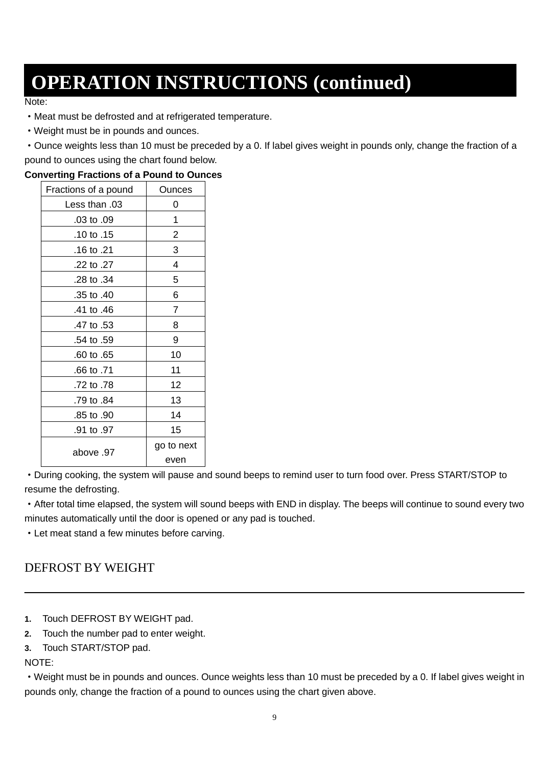# OPERATION INSTRUCTIONS (continued)

Note:

・Meat must be defrosted and at refrigerated temperature.

・Weight must be in pounds and ounces.

・Ounce weights less than 10 must be preceded by a 0. If label gives weight in pounds only, change the fraction of a pound to ounces using the chart found below.

**Converting Fractions of a Pound to Ounces**

| Fractions of a pound | Ounces |
|---|---|
| Less than .03 | 0 |
| .03 to .09 | 1 |
| .10 to .15 | 2 |
| .16 to .21 | 3 |
| .22 to .27 | 4 |
| .28 to .34 | 5 |
| .35 to .40 | 6 |
| .41 to .46 | 7 |
| .47 to .53 | 8 |
| .54 to .59 | 9 |
| .60 to .65 | 10 |
| .66 to .71 | 11 |
| .72 to .78 | 12 |
| .79 to .84 | 13 |
| .85 to .90 | 14 |
| .91 to .97 | 15 |
| above .97 | go to next even |

・During cooking, the system will pause and sound beeps to remind user to turn food over. Press START/STOP to resume the defrosting.

・After total time elapsed, the system will sound beeps with END in display. The beeps will continue to sound every two minutes automatically until the door is opened or any pad is touched.

・Let meat stand a few minutes before carving.

## DEFROST BY WEIGHT

1. Touch DEFROST BY WEIGHT pad.
2. Touch the number pad to enter weight.
3. Touch START/STOP pad.

NOTE:

・Weight must be in pounds and ounces. Ounce weights less than 10 must be preceded by a 0. If label gives weight in pounds only, change the fraction of a pound to ounces using the chart given above.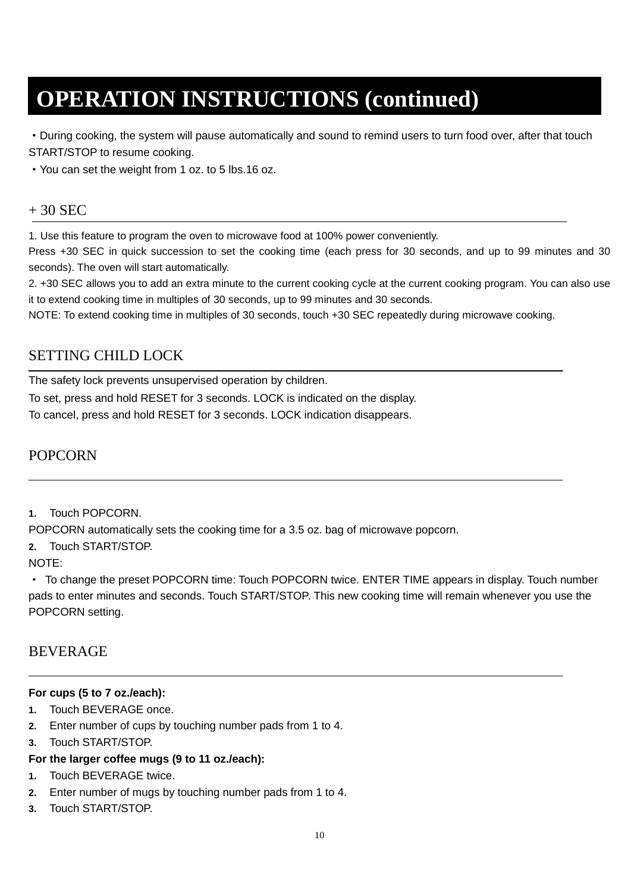# OPERATION INSTRUCTIONS (continued)

・During cooking, the system will pause automatically and sound to remind users to turn food over, after that touch START/STOP to resume cooking.

・You can set the weight from 1 oz. to 5 lbs.16 oz.

## + 30 SEC

1. Use this feature to program the oven to microwave food at 100% power conveniently.
Press +30 SEC in quick succession to set the cooking time (each press for 30 seconds, and up to 99 minutes and 30 seconds). The oven will start automatically.
2. +30 SEC allows you to add an extra minute to the current cooking cycle at the current cooking program. You can also use it to extend cooking time in multiples of 30 seconds, up to 99 minutes and 30 seconds.

NOTE: To extend cooking time in multiples of 30 seconds, touch +30 SEC repeatedly during microwave cooking.

## SETTING CHILD LOCK

The safety lock prevents unsupervised operation by children.

To set, press and hold RESET for 3 seconds. LOCK is indicated on the display.

To cancel, press and hold RESET for 3 seconds. LOCK indication disappears.

## POPCORN

1. Touch POPCORN.

POPCORN automatically sets the cooking time for a 3.5 oz. bag of microwave popcorn.

2. Touch START/STOP.

NOTE:

・ To change the preset POPCORN time: Touch POPCORN twice. ENTER TIME appears in display. Touch number pads to enter minutes and seconds. Touch START/STOP. This new cooking time will remain whenever you use the POPCORN setting.

## BEVERAGE

**For cups (5 to 7 oz./each):**

1. Touch BEVERAGE once.
2. Enter number of cups by touching number pads from 1 to 4.
3. Touch START/STOP.

**For the larger coffee mugs (9 to 11 oz./each):**

1. Touch BEVERAGE twice.
2. Enter number of mugs by touching number pads from 1 to 4.
3. Touch START/STOP.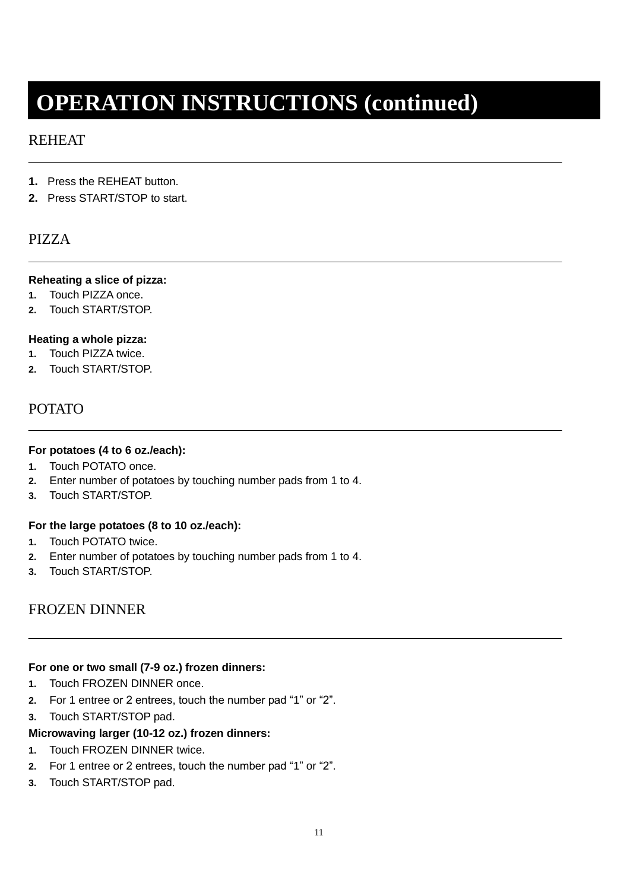# OPERATION INSTRUCTIONS (continued)

## REHEAT

1. Press the REHEAT button.
2. Press START/STOP to start.

## PIZZA

**Reheating a slice of pizza:**

1. Touch PIZZA once.
2. Touch START/STOP.

**Heating a whole pizza:**

1. Touch PIZZA twice.
2. Touch START/STOP.

## POTATO

**For potatoes (4 to 6 oz./each):**

1. Touch POTATO once.
2. Enter number of potatoes by touching number pads from 1 to 4.
3. Touch START/STOP.

**For the large potatoes (8 to 10 oz./each):**

1. Touch POTATO twice.
2. Enter number of potatoes by touching number pads from 1 to 4.
3. Touch START/STOP.

## FROZEN DINNER

**For one or two small (7-9 oz.) frozen dinners:**

1. Touch FROZEN DINNER once.
2. For 1 entree or 2 entrees, touch the number pad “1” or “2”.
3. Touch START/STOP pad.

**Microwaving larger (10-12 oz.) frozen dinners:**

1. Touch FROZEN DINNER twice.
2. For 1 entree or 2 entrees, touch the number pad “1” or “2”.
3. Touch START/STOP pad.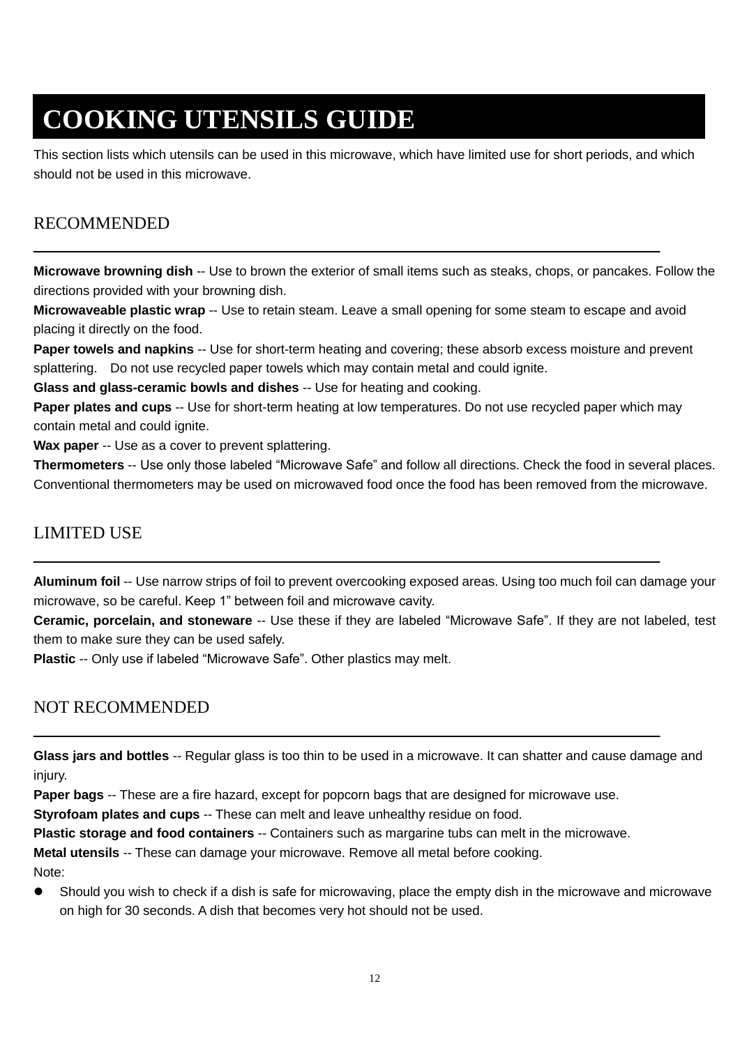# COOKING UTENSILS GUIDE

This section lists which utensils can be used in this microwave, which have limited use for short periods, and which should not be used in this microwave.

## RECOMMENDED

**Microwave browning dish** -- Use to brown the exterior of small items such as steaks, chops, or pancakes. Follow the directions provided with your browning dish.

**Microwaveable plastic wrap** -- Use to retain steam. Leave a small opening for some steam to escape and avoid placing it directly on the food.

**Paper towels and napkins** -- Use for short-term heating and covering; these absorb excess moisture and prevent splattering. Do not use recycled paper towels which may contain metal and could ignite.

**Glass and glass-ceramic bowls and dishes** -- Use for heating and cooking.

**Paper plates and cups** -- Use for short-term heating at low temperatures. Do not use recycled paper which may contain metal and could ignite.

**Wax paper** -- Use as a cover to prevent splattering.

**Thermometers** -- Use only those labeled "Microwave Safe" and follow all directions. Check the food in several places. Conventional thermometers may be used on microwaved food once the food has been removed from the microwave.

## LIMITED USE

**Aluminum foil** -- Use narrow strips of foil to prevent overcooking exposed areas. Using too much foil can damage your microwave, so be careful. Keep 1" between foil and microwave cavity.

**Ceramic, porcelain, and stoneware** -- Use these if they are labeled "Microwave Safe". If they are not labeled, test them to make sure they can be used safely.

**Plastic** -- Only use if labeled "Microwave Safe". Other plastics may melt.

## NOT RECOMMENDED

**Glass jars and bottles** -- Regular glass is too thin to be used in a microwave. It can shatter and cause damage and injury.

**Paper bags** -- These are a fire hazard, except for popcorn bags that are designed for microwave use.

**Styrofoam plates and cups** -- These can melt and leave unhealthy residue on food.

**Plastic storage and food containers** -- Containers such as margarine tubs can melt in the microwave.

**Metal utensils** -- These can damage your microwave. Remove all metal before cooking.

Note:

- Should you wish to check if a dish is safe for microwaving, place the empty dish in the microwave and microwave on high for 30 seconds. A dish that becomes very hot should not be used.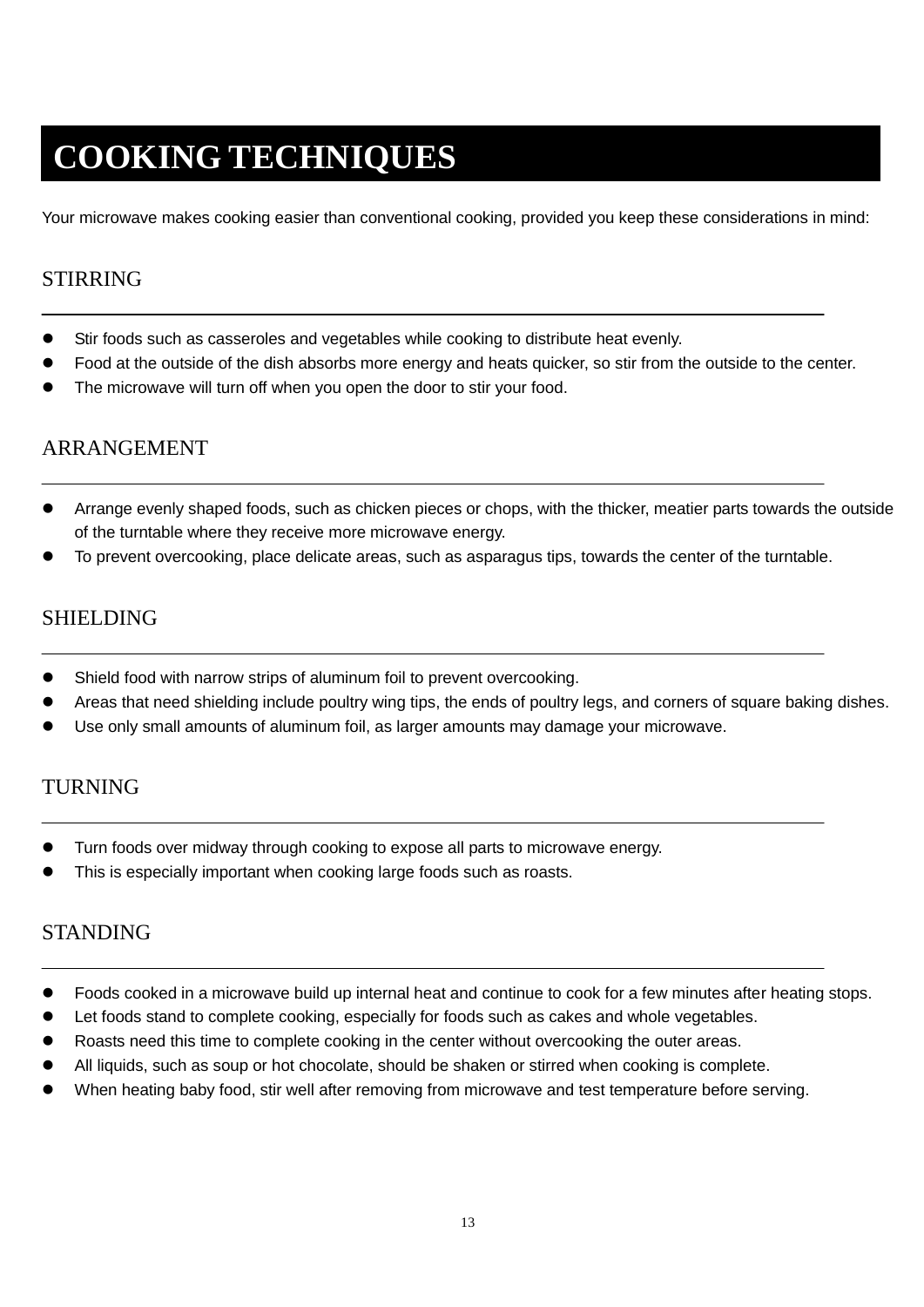# COOKING TECHNIQUES

Your microwave makes cooking easier than conventional cooking, provided you keep these considerations in mind:

## STIRRING

- Stir foods such as casseroles and vegetables while cooking to distribute heat evenly.
- Food at the outside of the dish absorbs more energy and heats quicker, so stir from the outside to the center.
- The microwave will turn off when you open the door to stir your food.

## ARRANGEMENT

- Arrange evenly shaped foods, such as chicken pieces or chops, with the thicker, meatier parts towards the outside of the turntable where they receive more microwave energy.
- To prevent overcooking, place delicate areas, such as asparagus tips, towards the center of the turntable.

## SHIELDING

- Shield food with narrow strips of aluminum foil to prevent overcooking.
- Areas that need shielding include poultry wing tips, the ends of poultry legs, and corners of square baking dishes.
- Use only small amounts of aluminum foil, as larger amounts may damage your microwave.

## TURNING

- Turn foods over midway through cooking to expose all parts to microwave energy.
- This is especially important when cooking large foods such as roasts.

## STANDING

- Foods cooked in a microwave build up internal heat and continue to cook for a few minutes after heating stops.
- Let foods stand to complete cooking, especially for foods such as cakes and whole vegetables.
- Roasts need this time to complete cooking in the center without overcooking the outer areas.
- All liquids, such as soup or hot chocolate, should be shaken or stirred when cooking is complete.
- When heating baby food, stir well after removing from microwave and test temperature before serving.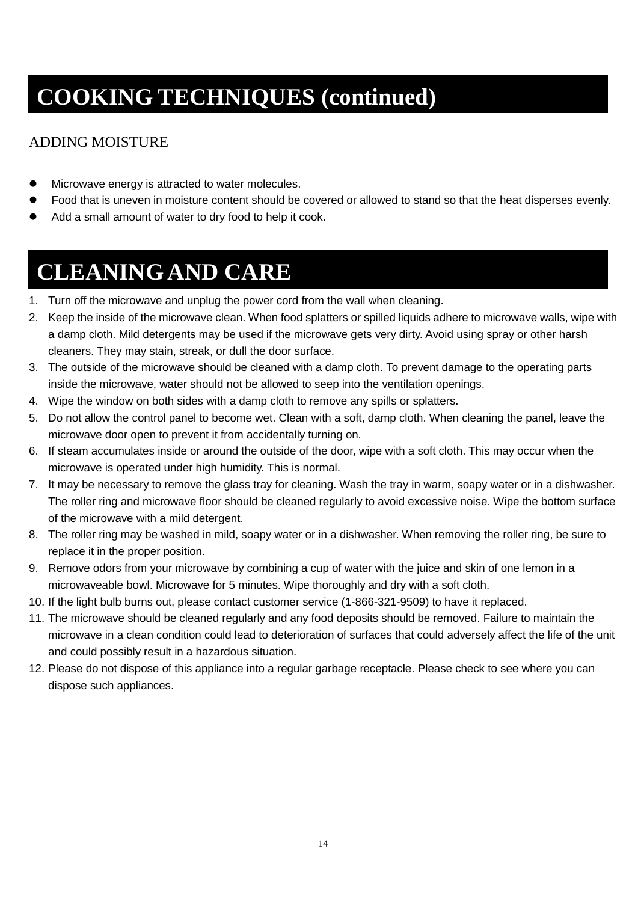# COOKING TECHNIQUES (continued)

## ADDING MOISTURE

- Microwave energy is attracted to water molecules.
- Food that is uneven in moisture content should be covered or allowed to stand so that the heat disperses evenly.
- Add a small amount of water to dry food to help it cook.

# CLEANING AND CARE

1. Turn off the microwave and unplug the power cord from the wall when cleaning.
2. Keep the inside of the microwave clean. When food splatters or spilled liquids adhere to microwave walls, wipe with a damp cloth. Mild detergents may be used if the microwave gets very dirty. Avoid using spray or other harsh cleaners. They may stain, streak, or dull the door surface.
3. The outside of the microwave should be cleaned with a damp cloth. To prevent damage to the operating parts inside the microwave, water should not be allowed to seep into the ventilation openings.
4. Wipe the window on both sides with a damp cloth to remove any spills or splatters.
5. Do not allow the control panel to become wet. Clean with a soft, damp cloth. When cleaning the panel, leave the microwave door open to prevent it from accidentally turning on.
6. If steam accumulates inside or around the outside of the door, wipe with a soft cloth. This may occur when the microwave is operated under high humidity. This is normal.
7. It may be necessary to remove the glass tray for cleaning. Wash the tray in warm, soapy water or in a dishwasher. The roller ring and microwave floor should be cleaned regularly to avoid excessive noise. Wipe the bottom surface of the microwave with a mild detergent.
8. The roller ring may be washed in mild, soapy water or in a dishwasher. When removing the roller ring, be sure to replace it in the proper position.
9. Remove odors from your microwave by combining a cup of water with the juice and skin of one lemon in a microwaveable bowl. Microwave for 5 minutes. Wipe thoroughly and dry with a soft cloth.
10. If the light bulb burns out, please contact customer service (1-866-321-9509) to have it replaced.
11. The microwave should be cleaned regularly and any food deposits should be removed. Failure to maintain the microwave in a clean condition could lead to deterioration of surfaces that could adversely affect the life of the unit and could possibly result in a hazardous situation.
12. Please do not dispose of this appliance into a regular garbage receptacle. Please check to see where you can dispose such appliances.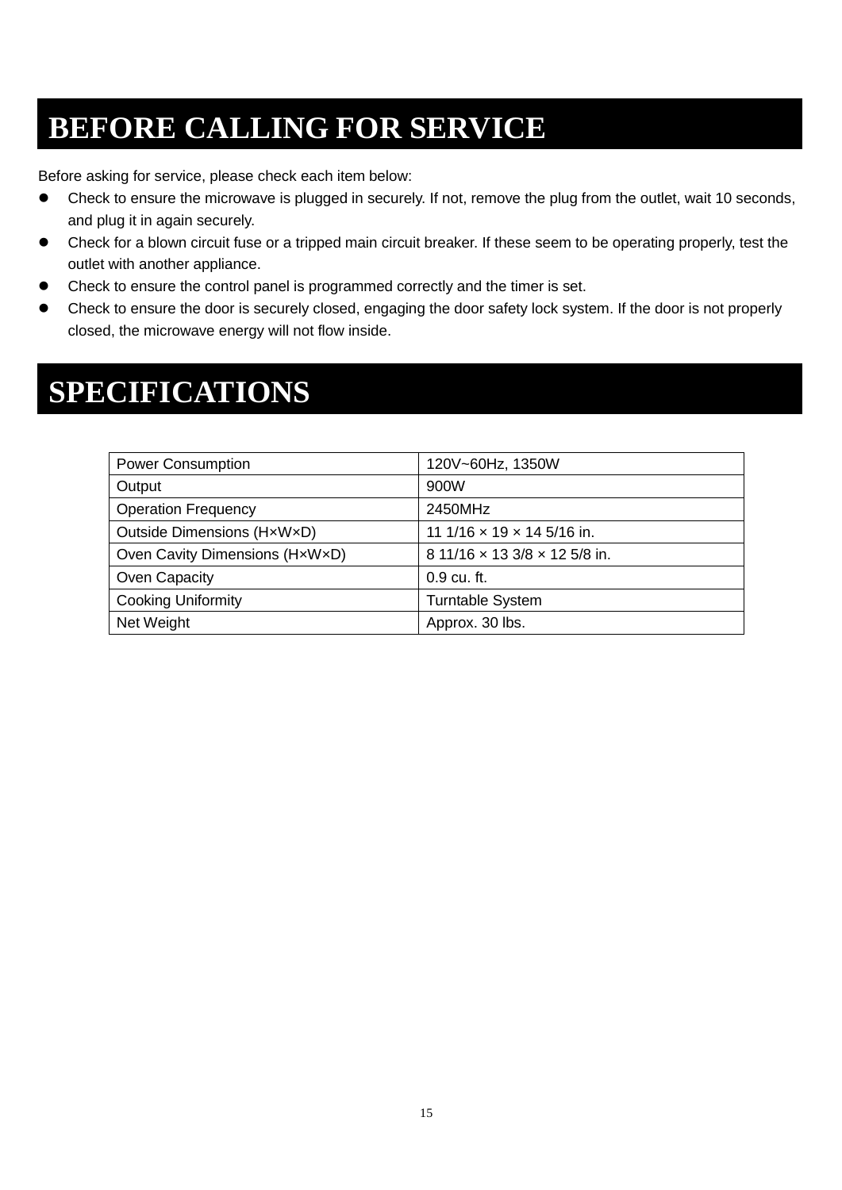# BEFORE CALLING FOR SERVICE

Before asking for service, please check each item below:

- Check to ensure the microwave is plugged in securely. If not, remove the plug from the outlet, wait 10 seconds, and plug it in again securely.
- Check for a blown circuit fuse or a tripped main circuit breaker. If these seem to be operating properly, test the outlet with another appliance.
- Check to ensure the control panel is programmed correctly and the timer is set.
- Check to ensure the door is securely closed, engaging the door safety lock system. If the door is not properly closed, the microwave energy will not flow inside.

# SPECIFICATIONS

| | |
|---|---|
| Power Consumption | 120V~60Hz, 1350W |
| Output | 900W |
| Operation Frequency | 2450MHz |
| Outside Dimensions (H×W×D) | 11 1/16 × 19 × 14 5/16 in. |
| Oven Cavity Dimensions (H×W×D) | 8 11/16 × 13 3/8 × 12 5/8 in. |
| Oven Capacity | 0.9 cu. ft. |
| Cooking Uniformity | Turntable System |
| Net Weight | Approx. 30 lbs. |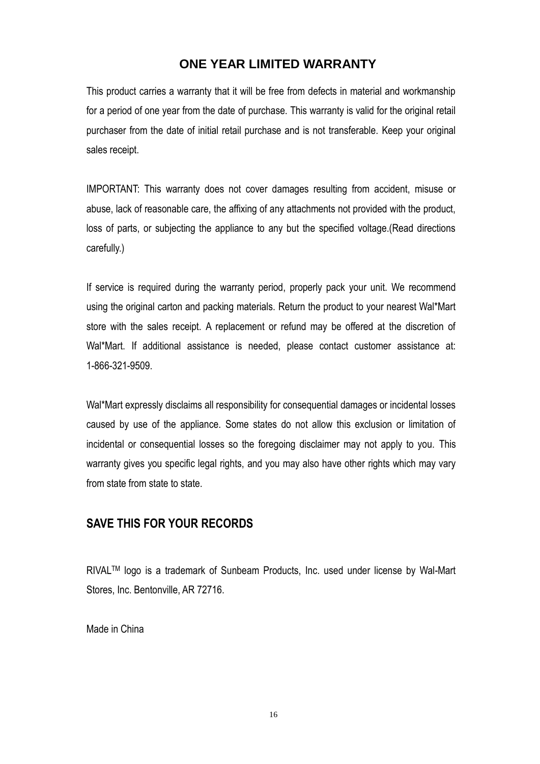# ONE YEAR LIMITED WARRANTY

This product carries a warranty that it will be free from defects in material and workmanship for a period of one year from the date of purchase. This warranty is valid for the original retail purchaser from the date of initial retail purchase and is not transferable. Keep your original sales receipt.

IMPORTANT: This warranty does not cover damages resulting from accident, misuse or abuse, lack of reasonable care, the affixing of any attachments not provided with the product, loss of parts, or subjecting the appliance to any but the specified voltage.(Read directions carefully.)

If service is required during the warranty period, properly pack your unit. We recommend using the original carton and packing materials. Return the product to your nearest Wal*Mart store with the sales receipt. A replacement or refund may be offered at the discretion of Wal*Mart. If additional assistance is needed, please contact customer assistance at: 1-866-321-9509.

Wal*Mart expressly disclaims all responsibility for consequential damages or incidental losses caused by use of the appliance. Some states do not allow this exclusion or limitation of incidental or consequential losses so the foregoing disclaimer may not apply to you. This warranty gives you specific legal rights, and you may also have other rights which may vary from state from state to state.

## SAVE THIS FOR YOUR RECORDS

RIVAL™ logo is a trademark of Sunbeam Products, Inc. used under license by Wal-Mart Stores, Inc. Bentonville, AR 72716.

Made in China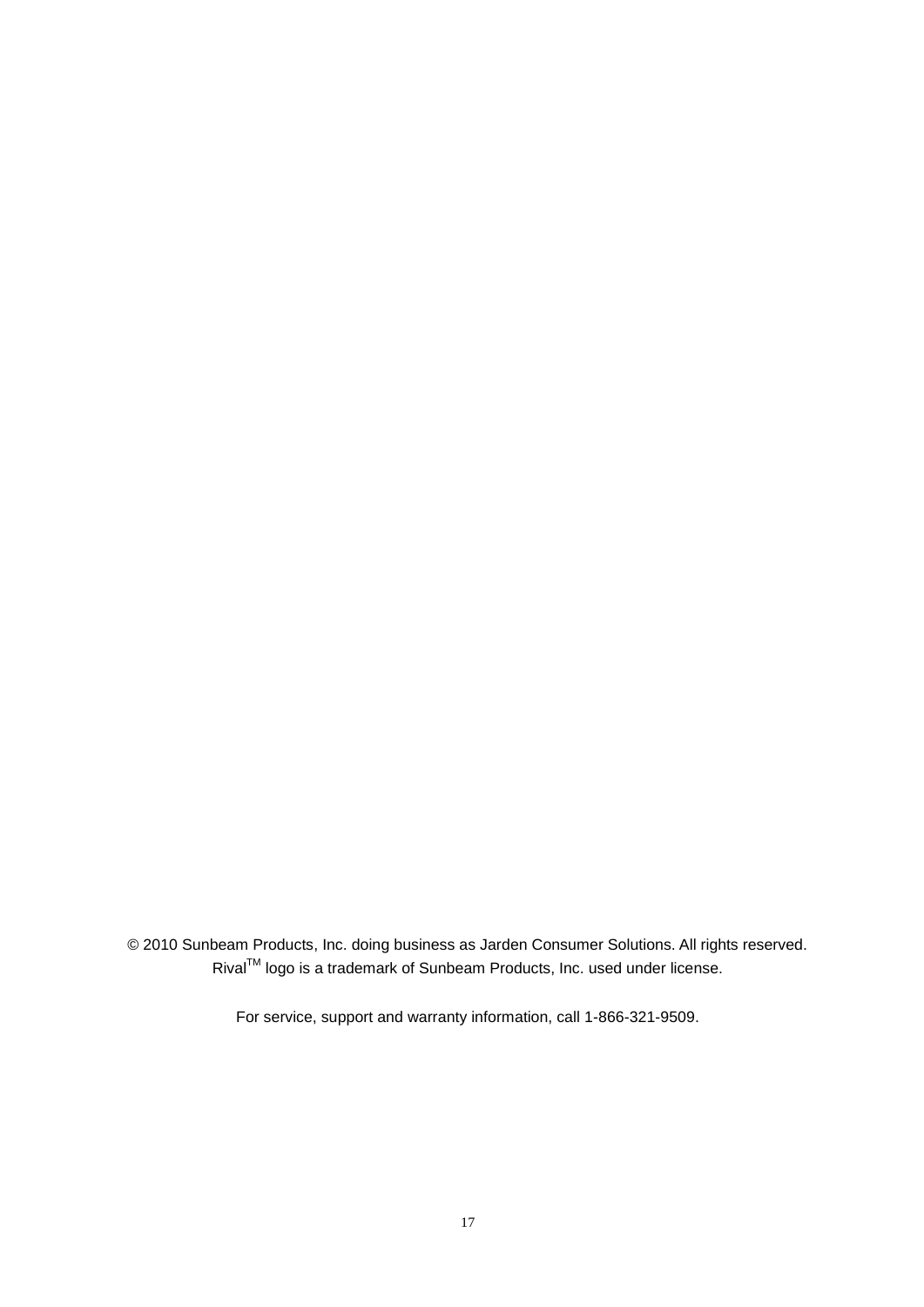© 2010 Sunbeam Products, Inc. doing business as Jarden Consumer Solutions. All rights reserved.
Rival™ logo is a trademark of Sunbeam Products, Inc. used under license.

For service, support and warranty information, call 1-866-321-9509.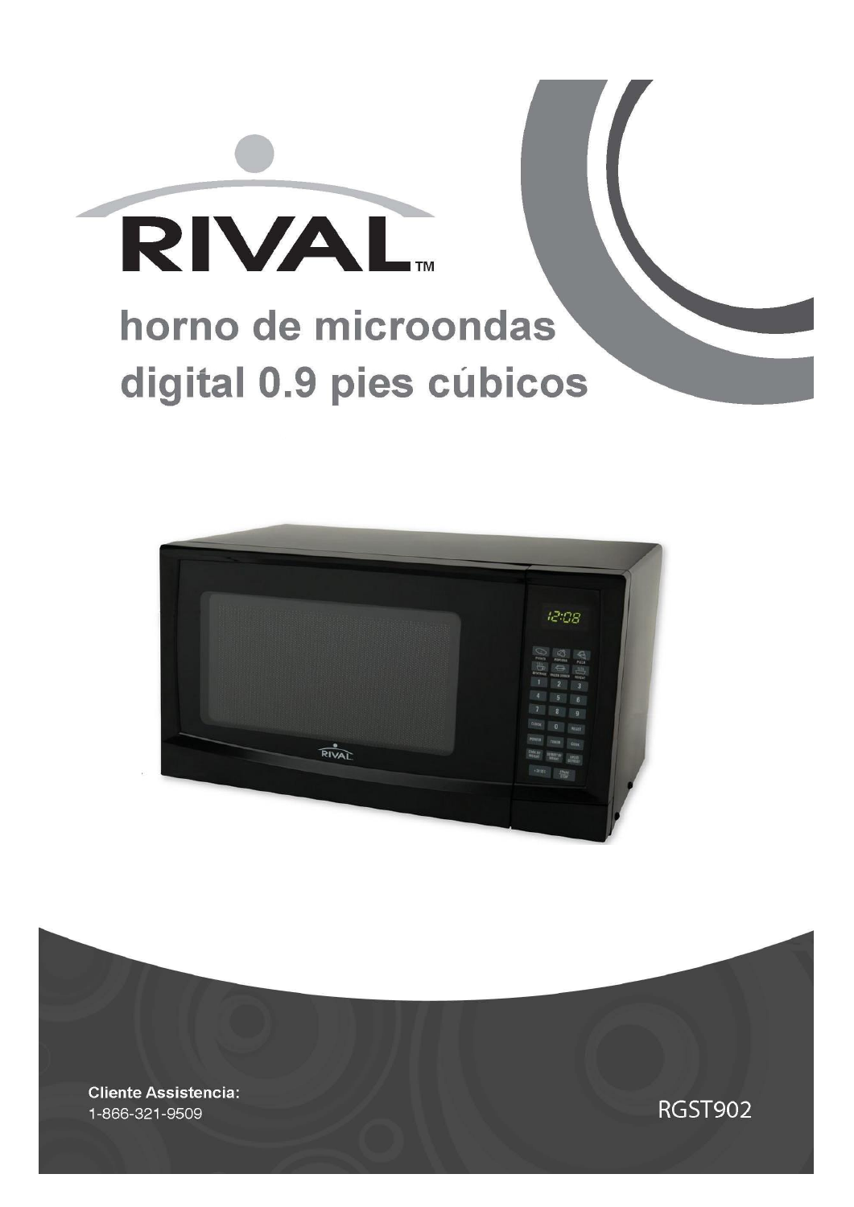# RIVAL™

## horno de microondas digital 0.9 pies cúbicos

**Cliente Assistencia:**
1-866-321-9509

RGST902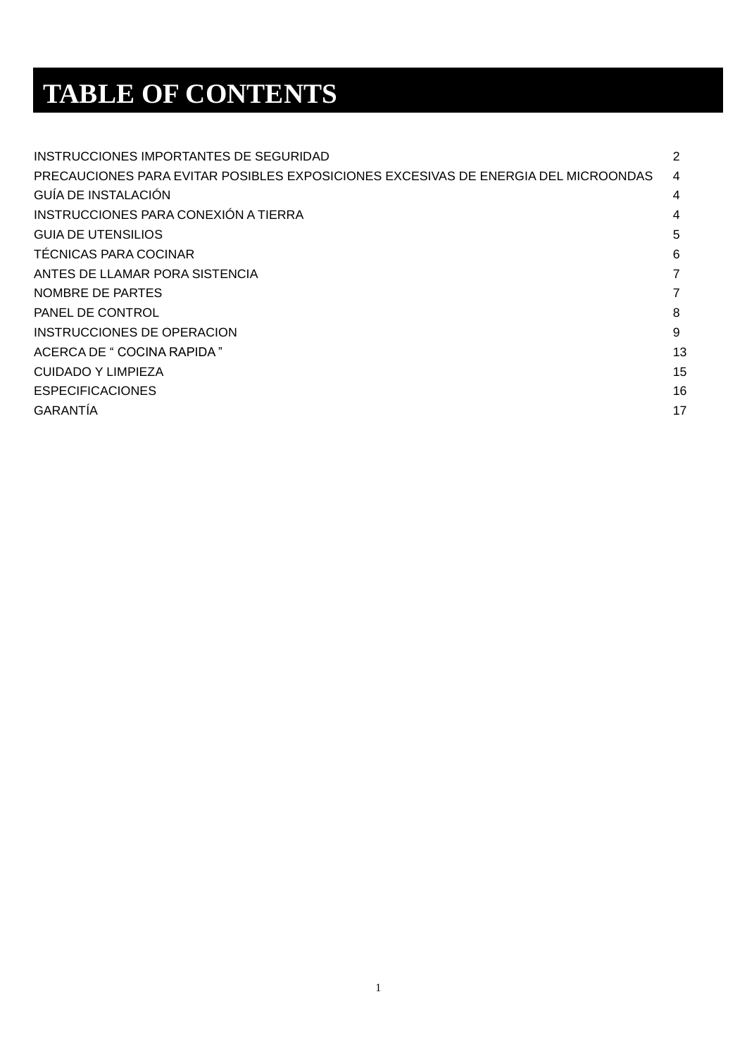# TABLE OF CONTENTS

| | |
|---|---|
| INSTRUCCIONES IMPORTANTES DE SEGURIDAD | 2 |
| PRECAUCIONES PARA EVITAR POSIBLES EXPOSICIONES EXCESIVAS DE ENERGIA DEL MICROONDAS | 4 |
| GUÍA DE INSTALACIÓN | 4 |
| INSTRUCCIONES PARA CONEXIÓN A TIERRA | 4 |
| GUIA DE UTENSILIOS | 5 |
| TÉCNICAS PARA COCINAR | 6 |
| ANTES DE LLAMAR PORA SISTENCIA | 7 |
| NOMBRE DE PARTES | 7 |
| PANEL DE CONTROL | 8 |
| INSTRUCCIONES DE OPERACION | 9 |
| ACERCA DE “ COCINA RAPIDA ” | 13 |
| CUIDADO Y LIMPIEZA | 15 |
| ESPECIFICACIONES | 16 |
| GARANTÍA | 17 |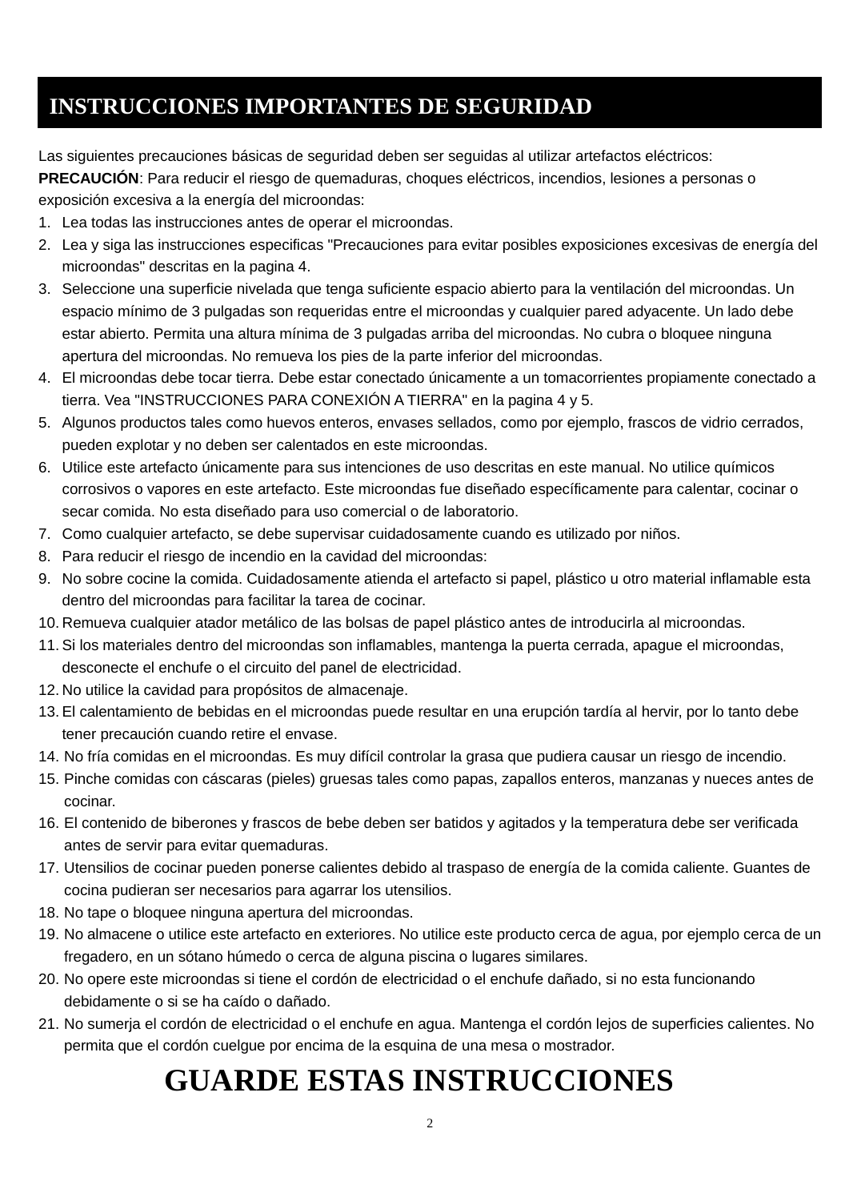# INSTRUCCIONES IMPORTANTES DE SEGURIDAD

Las siguientes precauciones básicas de seguridad deben ser seguidas al utilizar artefactos eléctricos:

**PRECAUCIÓN**: Para reducir el riesgo de quemaduras, choques eléctricos, incendios, lesiones a personas o exposición excesiva a la energía del microondas:

1. Lea todas las instrucciones antes de operar el microondas.
2. Lea y siga las instrucciones especificas "Precauciones para evitar posibles exposiciones excesivas de energía del microondas" descritas en la pagina 4.
3. Seleccione una superficie nivelada que tenga suficiente espacio abierto para la ventilación del microondas. Un espacio mínimo de 3 pulgadas son requeridas entre el microondas y cualquier pared adyacente. Un lado debe estar abierto. Permita una altura mínima de 3 pulgadas arriba del microondas. No cubra o bloquee ninguna apertura del microondas. No remueva los pies de la parte inferior del microondas.
4. El microondas debe tocar tierra. Debe estar conectado únicamente a un tomacorrientes propiamente conectado a tierra. Vea "INSTRUCCIONES PARA CONEXIÓN A TIERRA" en la pagina 4 y 5.
5. Algunos productos tales como huevos enteros, envases sellados, como por ejemplo, frascos de vidrio cerrados, pueden explotar y no deben ser calentados en este microondas.
6. Utilice este artefacto únicamente para sus intenciones de uso descritas en este manual. No utilice químicos corrosivos o vapores en este artefacto. Este microondas fue diseñado específicamente para calentar, cocinar o secar comida. No esta diseñado para uso comercial o de laboratorio.
7. Como cualquier artefacto, se debe supervisar cuidadosamente cuando es utilizado por niños.
8. Para reducir el riesgo de incendio en la cavidad del microondas:
9. No sobre cocine la comida. Cuidadosamente atienda el artefacto si papel, plástico u otro material inflamable esta dentro del microondas para facilitar la tarea de cocinar.
10. Remueva cualquier atador metálico de las bolsas de papel plástico antes de introducirla al microondas.
11. Si los materiales dentro del microondas son inflamables, mantenga la puerta cerrada, apague el microondas, desconecte el enchufe o el circuito del panel de electricidad.
12. No utilice la cavidad para propósitos de almacenaje.
13. El calentamiento de bebidas en el microondas puede resultar en una erupción tardía al hervir, por lo tanto debe tener precaución cuando retire el envase.
14. No fría comidas en el microondas. Es muy difícil controlar la grasa que pudiera causar un riesgo de incendio.
15. Pinche comidas con cáscaras (pieles) gruesas tales como papas, zapallos enteros, manzanas y nueces antes de cocinar.
16. El contenido de biberones y frascos de bebe deben ser batidos y agitados y la temperatura debe ser verificada antes de servir para evitar quemaduras.
17. Utensilios de cocinar pueden ponerse calientes debido al traspaso de energía de la comida caliente. Guantes de cocina pudieran ser necesarios para agarrar los utensilios.
18. No tape o bloquee ninguna apertura del microondas.
19. No almacene o utilice este artefacto en exteriores. No utilice este producto cerca de agua, por ejemplo cerca de un fregadero, en un sótano húmedo o cerca de alguna piscina o lugares similares.
20. No opere este microondas si tiene el cordón de electricidad o el enchufe dañado, si no esta funcionando debidamente o si se ha caído o dañado.
21. No sumerja el cordón de electricidad o el enchufe en agua. Mantenga el cordón lejos de superficies calientes. No permita que el cordón cuelgue por encima de la esquina de una mesa o mostrador.

# GUARDE ESTAS INSTRUCCIONES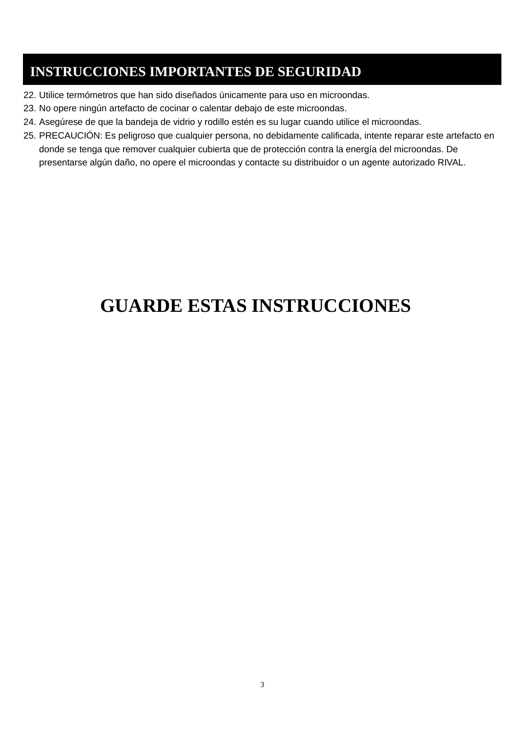## INSTRUCCIONES IMPORTANTES DE SEGURIDAD

22. Utilice termómetros que han sido diseñados únicamente para uso en microondas.
23. No opere ningún artefacto de cocinar o calentar debajo de este microondas.
24. Asegúrese de que la bandeja de vidrio y rodillo estén es su lugar cuando utilice el microondas.
25. PRECAUCIÓN: Es peligroso que cualquier persona, no debidamente calificada, intente reparar este artefacto en donde se tenga que remover cualquier cubierta que de protección contra la energía del microondas. De presentarse algún daño, no opere el microondas y contacte su distribuidor o un agente autorizado RIVAL.

# GUARDE ESTAS INSTRUCCIONES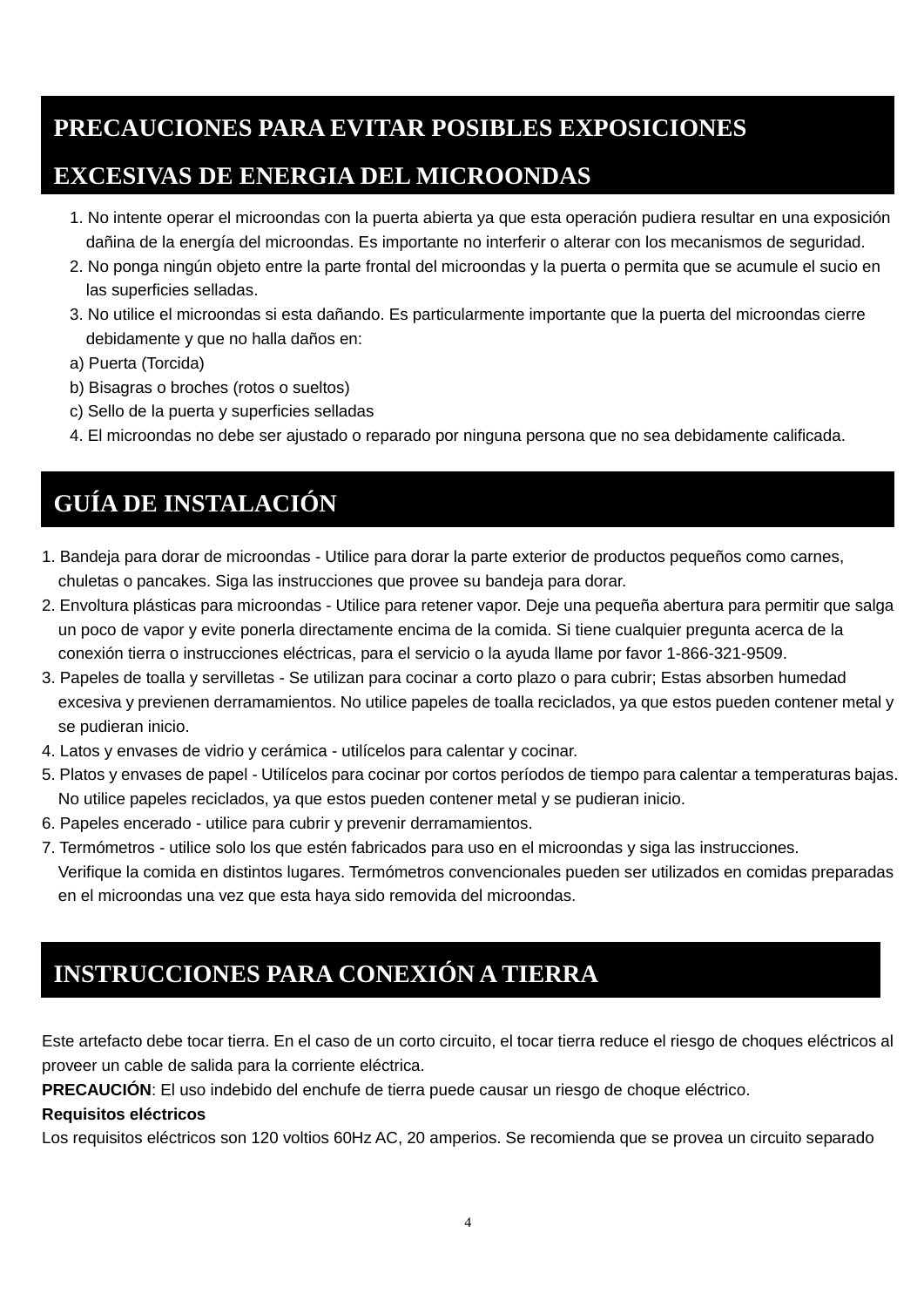## PRECAUCIONES PARA EVITAR POSIBLES EXPOSICIONES EXCESIVAS DE ENERGIA DEL MICROONDAS

1. No intente operar el microondas con la puerta abierta ya que esta operación pudiera resultar en una exposición dañina de la energía del microondas. Es importante no interferir o alterar con los mecanismos de seguridad.
2. No ponga ningún objeto entre la parte frontal del microondas y la puerta o permita que se acumule el sucio en las superficies selladas.
3. No utilice el microondas si esta dañando. Es particularmente importante que la puerta del microondas cierre debidamente y que no halla daños en:

a) Puerta (Torcida)
b) Bisagras o broches (rotos o sueltos)
c) Sello de la puerta y superficies selladas

4. El microondas no debe ser ajustado o reparado por ninguna persona que no sea debidamente calificada.

## GUÍA DE INSTALACIÓN

1. Bandeja para dorar de microondas - Utilice para dorar la parte exterior de productos pequeños como carnes, chuletas o pancakes. Siga las instrucciones que provee su bandeja para dorar.
2. Envoltura plásticas para microondas - Utilice para retener vapor. Deje una pequeña abertura para permitir que salga un poco de vapor y evite ponerla directamente encima de la comida. Si tiene cualquier pregunta acerca de la conexión tierra o instrucciones eléctricas, para el servicio o la ayuda llame por favor 1-866-321-9509.
3. Papeles de toalla y servilletas - Se utilizan para cocinar a corto plazo o para cubrir; Estas absorben humedad excesiva y previenen derramamientos. No utilice papeles de toalla reciclados, ya que estos pueden contener metal y se pudieran inicio.
4. Latos y envases de vidrio y cerámica - utilícelos para calentar y cocinar.
5. Platos y envases de papel - Utilícelos para cocinar por cortos períodos de tiempo para calentar a temperaturas bajas. No utilice papeles reciclados, ya que estos pueden contener metal y se pudieran inicio.
6. Papeles encerado - utilice para cubrir y prevenir derramamientos.
7. Termómetros - utilice solo los que estén fabricados para uso en el microondas y siga las instrucciones. Verifique la comida en distintos lugares. Termómetros convencionales pueden ser utilizados en comidas preparadas en el microondas una vez que esta haya sido removida del microondas.

## INSTRUCCIONES PARA CONEXIÓN A TIERRA

Este artefacto debe tocar tierra. En el caso de un corto circuito, el tocar tierra reduce el riesgo de choques eléctricos al proveer un cable de salida para la corriente eléctrica.

**PRECAUCIÓN**: El uso indebido del enchufe de tierra puede causar un riesgo de choque eléctrico.

**Requisitos eléctricos**

Los requisitos eléctricos son 120 voltios 60Hz AC, 20 amperios. Se recomienda que se provea un circuito separado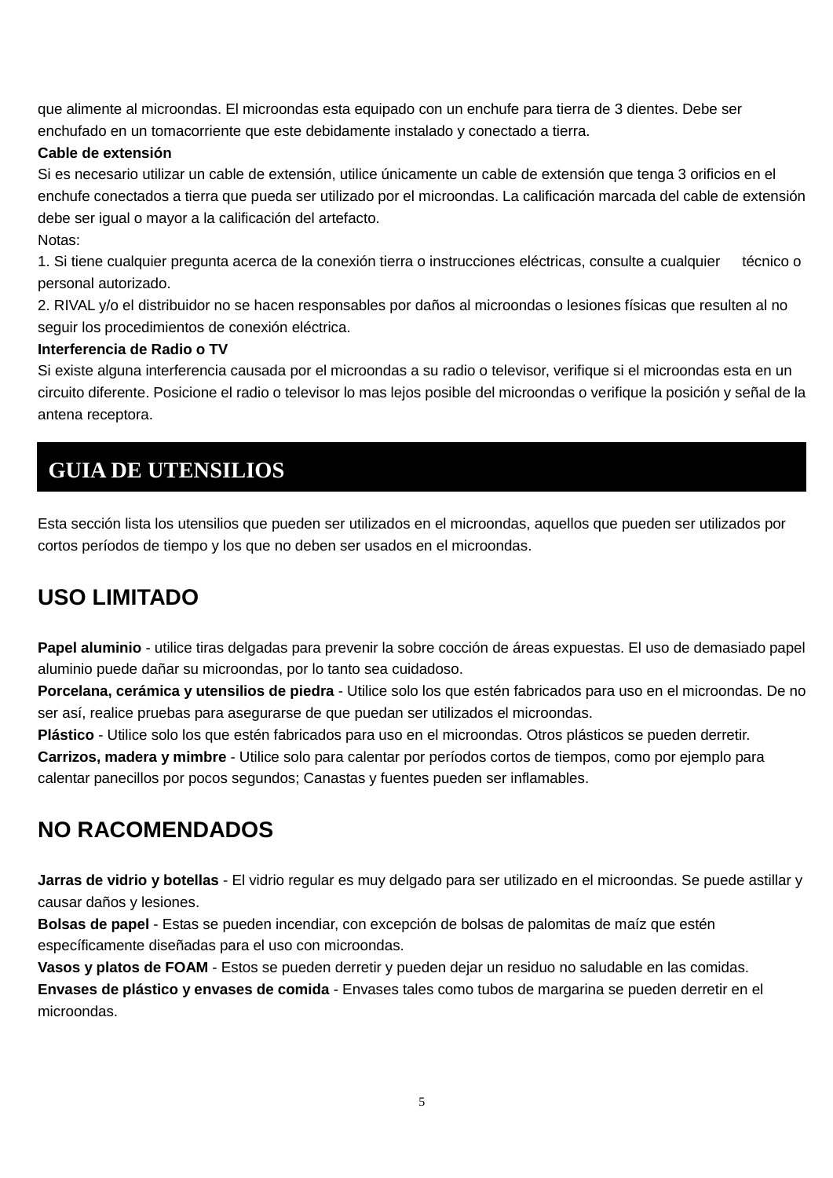que alimente al microondas. El microondas esta equipado con un enchufe para tierra de 3 dientes. Debe ser enchufado en un tomacorriente que este debidamente instalado y conectado a tierra.

**Cable de extensión**

Si es necesario utilizar un cable de extensión, utilice únicamente un cable de extensión que tenga 3 orificios en el enchufe conectados a tierra que pueda ser utilizado por el microondas. La calificación marcada del cable de extensión debe ser igual o mayor a la calificación del artefacto.

Notas:

1. Si tiene cualquier pregunta acerca de la conexión tierra o instrucciones eléctricas, consulte a cualquier técnico o personal autorizado.
2. RIVAL y/o el distribuidor no se hacen responsables por daños al microondas o lesiones físicas que resulten al no seguir los procedimientos de conexión eléctrica.

**Interferencia de Radio o TV**

Si existe alguna interferencia causada por el microondas a su radio o televisor, verifique si el microondas esta en un circuito diferente. Posicione el radio o televisor lo mas lejos posible del microondas o verifique la posición y señal de la antena receptora.

# GUIA DE UTENSILIOS

Esta sección lista los utensilios que pueden ser utilizados en el microondas, aquellos que pueden ser utilizados por cortos períodos de tiempo y los que no deben ser usados en el microondas.

## USO LIMITADO

**Papel aluminio** - utilice tiras delgadas para prevenir la sobre cocción de áreas expuestas. El uso de demasiado papel aluminio puede dañar su microondas, por lo tanto sea cuidadoso.

**Porcelana, cerámica y utensilios de piedra** - Utilice solo los que estén fabricados para uso en el microondas. De no ser así, realice pruebas para asegurarse de que puedan ser utilizados el microondas.

**Plástico** - Utilice solo los que estén fabricados para uso en el microondas. Otros plásticos se pueden derretir.

**Carrizos, madera y mimbre** - Utilice solo para calentar por períodos cortos de tiempos, como por ejemplo para calentar panecillos por pocos segundos; Canastas y fuentes pueden ser inflamables.

## NO RACOMENDADOS

**Jarras de vidrio y botellas** - El vidrio regular es muy delgado para ser utilizado en el microondas. Se puede astillar y causar daños y lesiones.

**Bolsas de papel** - Estas se pueden incendiar, con excepción de bolsas de palomitas de maíz que estén específicamente diseñadas para el uso con microondas.

**Vasos y platos de FOAM** - Estos se pueden derretir y pueden dejar un residuo no saludable en las comidas.

**Envases de plástico y envases de comida** - Envases tales como tubos de margarina se pueden derretir en el microondas.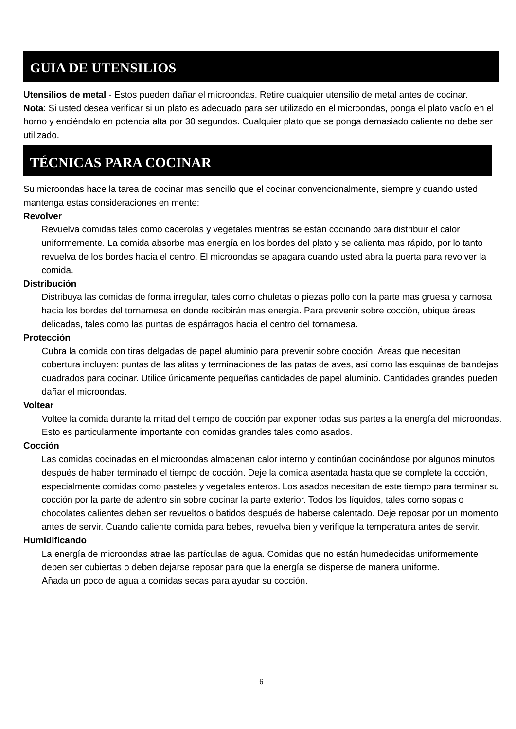## GUIA DE UTENSILIOS

**Utensilios de metal** - Estos pueden dañar el microondas. Retire cualquier utensilio de metal antes de cocinar.
**Nota**: Si usted desea verificar si un plato es adecuado para ser utilizado en el microondas, ponga el plato vacío en el horno y enciéndalo en potencia alta por 30 segundos. Cualquier plato que se ponga demasiado caliente no debe ser utilizado.

## TÉCNICAS PARA COCINAR

Su microondas hace la tarea de cocinar mas sencillo que el cocinar convencionalmente, siempre y cuando usted mantenga estas consideraciones en mente:

**Revolver**

Revuelva comidas tales como cacerolas y vegetales mientras se están cocinando para distribuir el calor uniformemente. La comida absorbe mas energía en los bordes del plato y se calienta mas rápido, por lo tanto revuelva de los bordes hacia el centro. El microondas se apagara cuando usted abra la puerta para revolver la comida.

**Distribución**

Distribuya las comidas de forma irregular, tales como chuletas o piezas pollo con la parte mas gruesa y carnosa hacia los bordes del tornamesa en donde recibirán mas energía. Para prevenir sobre cocción, ubique áreas delicadas, tales como las puntas de espárragos hacia el centro del tornamesa.

**Protección**

Cubra la comida con tiras delgadas de papel aluminio para prevenir sobre cocción. Áreas que necesitan cobertura incluyen: puntas de las alitas y terminaciones de las patas de aves, así como las esquinas de bandejas cuadrados para cocinar. Utilice únicamente pequeñas cantidades de papel aluminio. Cantidades grandes pueden dañar el microondas.

**Voltear**

Voltee la comida durante la mitad del tiempo de cocción par exponer todas sus partes a la energía del microondas. Esto es particularmente importante con comidas grandes tales como asados.

**Cocción**

Las comidas cocinadas en el microondas almacenan calor interno y continúan cocinándose por algunos minutos después de haber terminado el tiempo de cocción. Deje la comida asentada hasta que se complete la cocción, especialmente comidas como pasteles y vegetales enteros. Los asados necesitan de este tiempo para terminar su cocción por la parte de adentro sin sobre cocinar la parte exterior. Todos los líquidos, tales como sopas o chocolates calientes deben ser revueltos o batidos después de haberse calentado. Deje reposar por un momento antes de servir. Cuando caliente comida para bebes, revuelva bien y verifique la temperatura antes de servir.

**Humidificando**

La energía de microondas atrae las partículas de agua. Comidas que no están humedecidas uniformemente deben ser cubiertas o deben dejarse reposar para que la energía se disperse de manera uniforme.
Añada un poco de agua a comidas secas para ayudar su cocción.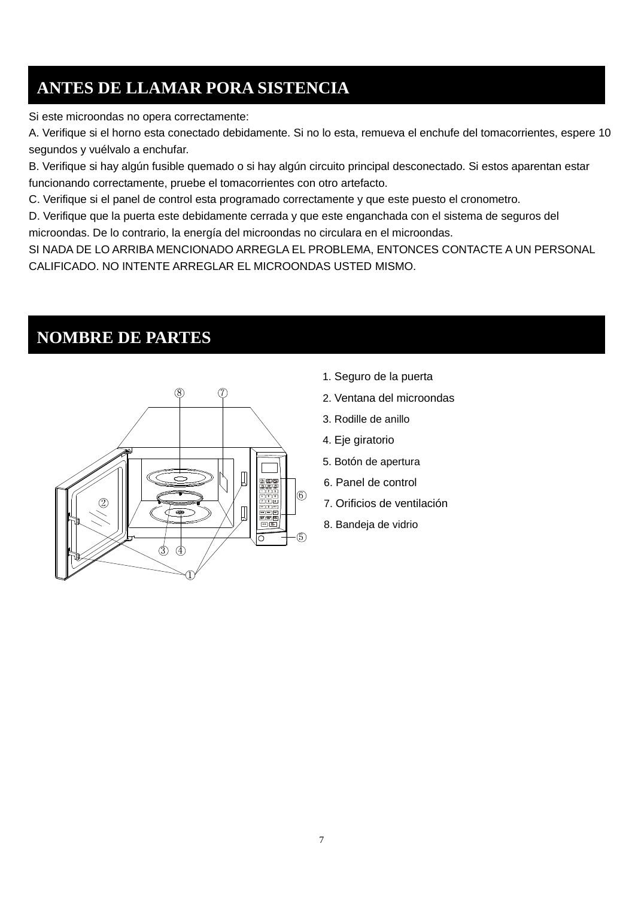## ANTES DE LLAMAR PORA SISTENCIA

Si este microondas no opera correctamente:

A. Verifique si el horno esta conectado debidamente. Si no lo esta, remueva el enchufe del tomacorrientes, espere 10 segundos y vuélvalo a enchufar.

B. Verifique si hay algún fusible quemado o si hay algún circuito principal desconectado. Si estos aparentan estar funcionando correctamente, pruebe el tomacorrientes con otro artefacto.

C. Verifique si el panel de control esta programado correctamente y que este puesto el cronometro.

D. Verifique que la puerta este debidamente cerrada y que este enganchada con el sistema de seguros del microondas. De lo contrario, la energía del microondas no circulara en el microondas.

SI NADA DE LO ARRIBA MENCIONADO ARREGLA EL PROBLEMA, ENTONCES CONTACTE A UN PERSONAL CALIFICADO. NO INTENTE ARREGLAR EL MICROONDAS USTED MISMO.

## NOMBRE DE PARTES

1. Seguro de la puerta
2. Ventana del microondas
3. Rodille de anillo
4. Eje giratorio
5. Botón de apertura
6. Panel de control
7. Orificios de ventilación
8. Bandeja de vidrio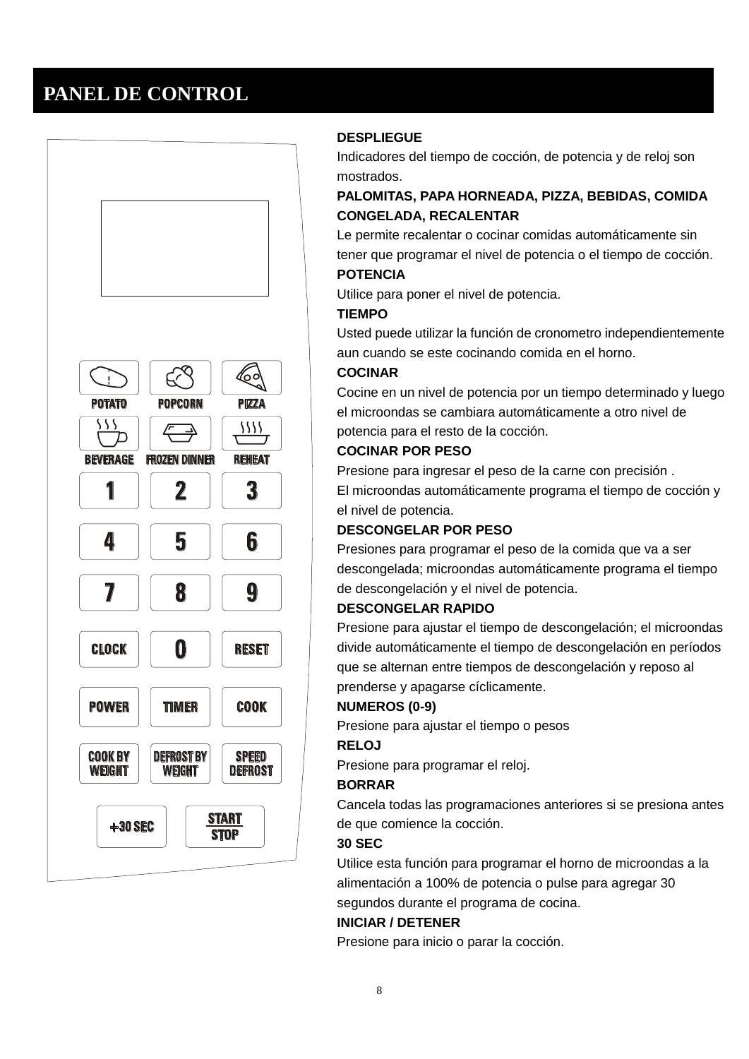# PANEL DE CONTROL

POTATO | POPCORN | PIZZA
BEVERAGE | FROZEN DINNER | REHEAT
1 | 2 | 3
4 | 5 | 6
7 | 8 | 9
CLOCK | 0 | RESET
POWER | TIMER | COOK
COOK BY WEIGHT | DEFROST BY WEIGHT | SPEED DEFROST
+30 SEC | START STOP

**DESPLIEGUE**
Indicadores del tiempo de cocción, de potencia y de reloj son mostrados.

**PALOMITAS, PAPA HORNEADA, PIZZA, BEBIDAS, COMIDA CONGELADA, RECALENTAR**
Le permite recalentar o cocinar comidas automáticamente sin tener que programar el nivel de potencia o el tiempo de cocción.

**POTENCIA**
Utilice para poner el nivel de potencia.

**TIEMPO**
Usted puede utilizar la función de cronometro independientemente aun cuando se este cocinando comida en el horno.

**COCINAR**
Cocine en un nivel de potencia por un tiempo determinado y luego el microondas se cambiara automáticamente a otro nivel de potencia para el resto de la cocción.

**COCINAR POR PESO**
Presione para ingresar el peso de la carne con precisión .
El microondas automáticamente programa el tiempo de cocción y el nivel de potencia.

**DESCONGELAR POR PESO**
Presiones para programar el peso de la comida que va a ser descongelada; microondas automáticamente programa el tiempo de descongelación y el nivel de potencia.

**DESCONGELAR RAPIDO**
Presione para ajustar el tiempo de descongelación; el microondas divide automáticamente el tiempo de descongelación en períodos que se alternan entre tiempos de descongelación y reposo al prenderse y apagarse cíclicamente.

**NUMEROS (0-9)**
Presione para ajustar el tiempo o pesos

**RELOJ**
Presione para programar el reloj.

**BORRAR**
Cancela todas las programaciones anteriores si se presiona antes de que comience la cocción.

**30 SEC**
Utilice esta función para programar el horno de microondas a la alimentación a 100% de potencia o pulse para agregar 30 segundos durante el programa de cocina.

**INICIAR / DETENER**
Presione para inicio o parar la cocción.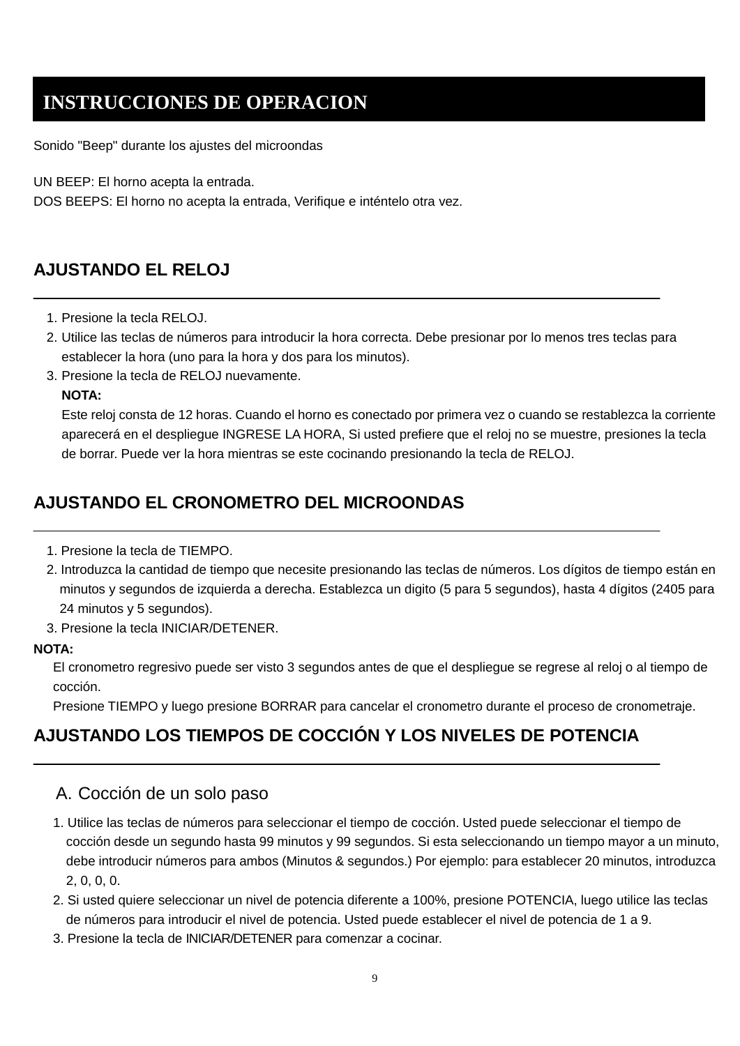# INSTRUCCIONES DE OPERACION

Sonido "Beep" durante los ajustes del microondas

UN BEEP: El horno acepta la entrada.
DOS BEEPS: El horno no acepta la entrada, Verifique e inténtelo otra vez.

## AJUSTANDO EL RELOJ

1. Presione la tecla RELOJ.
2. Utilice las teclas de números para introducir la hora correcta. Debe presionar por lo menos tres teclas para establecer la hora (uno para la hora y dos para los minutos).
3. Presione la tecla de RELOJ nuevamente.

   **NOTA:**
   Este reloj consta de 12 horas. Cuando el horno es conectado por primera vez o cuando se restablezca la corriente aparecerá en el despliegue INGRESE LA HORA, Si usted prefiere que el reloj no se muestre, presiones la tecla de borrar. Puede ver la hora mientras se este cocinando presionando la tecla de RELOJ.

## AJUSTANDO EL CRONOMETRO DEL MICROONDAS

1. Presione la tecla de TIEMPO.
2. Introduzca la cantidad de tiempo que necesite presionando las teclas de números. Los dígitos de tiempo están en minutos y segundos de izquierda a derecha. Establezca un digito (5 para 5 segundos), hasta 4 dígitos (2405 para 24 minutos y 5 segundos).
3. Presione la tecla INICIAR/DETENER.

**NOTA:**
El cronometro regresivo puede ser visto 3 segundos antes de que el despliegue se regrese al reloj o al tiempo de cocción.
Presione TIEMPO y luego presione BORRAR para cancelar el cronometro durante el proceso de cronometraje.

## AJUSTANDO LOS TIEMPOS DE COCCIÓN Y LOS NIVELES DE POTENCIA

### A. Cocción de un solo paso

1. Utilice las teclas de números para seleccionar el tiempo de cocción. Usted puede seleccionar el tiempo de cocción desde un segundo hasta 99 minutos y 99 segundos. Si esta seleccionando un tiempo mayor a un minuto, debe introducir números para ambos (Minutos & segundos.) Por ejemplo: para establecer 20 minutos, introduzca 2, 0, 0, 0.
2. Si usted quiere seleccionar un nivel de potencia diferente a 100%, presione POTENCIA, luego utilice las teclas de números para introducir el nivel de potencia. Usted puede establecer el nivel de potencia de 1 a 9.
3. Presione la tecla de INICIAR/DETENER para comenzar a cocinar.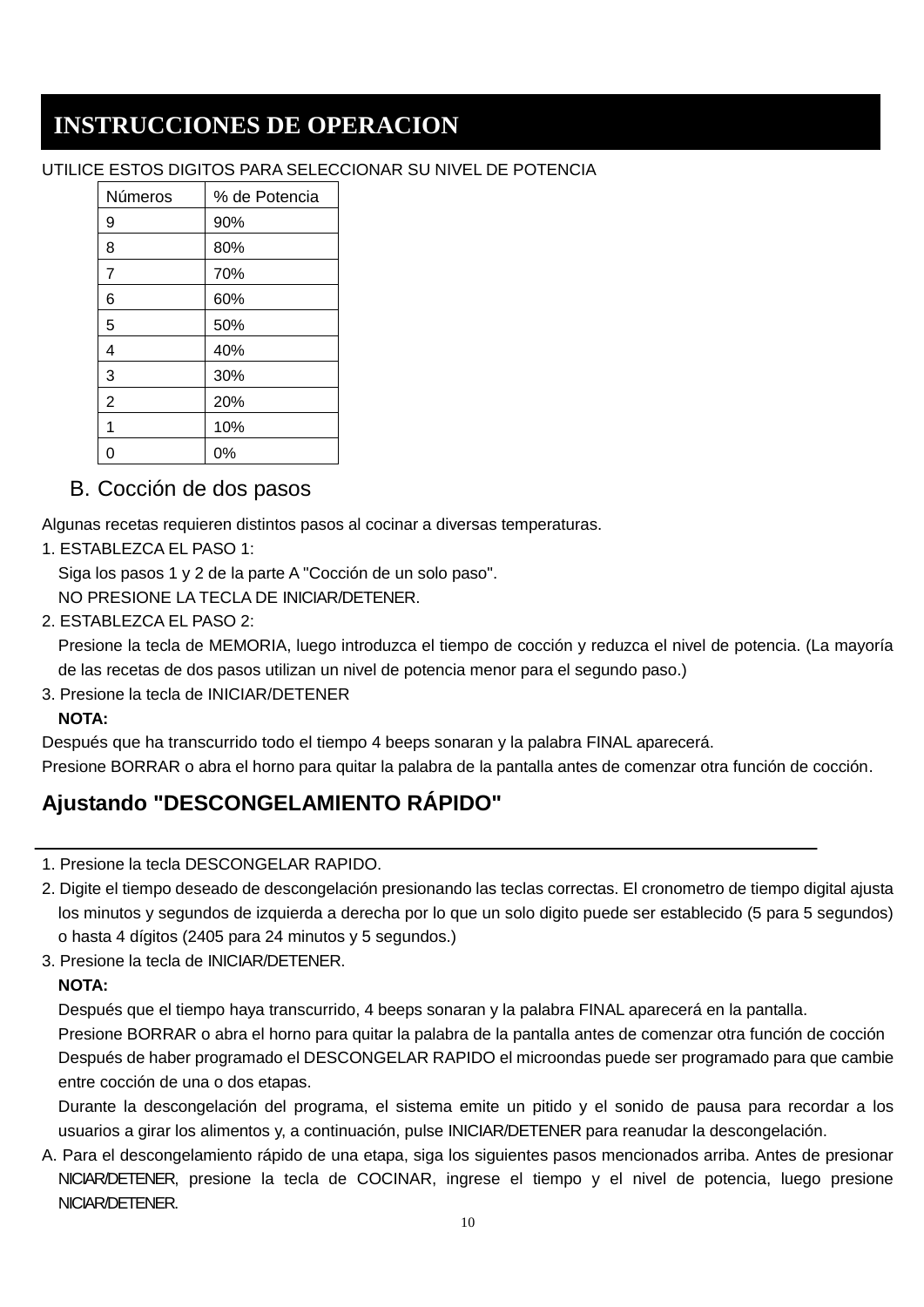# INSTRUCCIONES DE OPERACION

UTILICE ESTOS DIGITOS PARA SELECCIONAR SU NIVEL DE POTENCIA

| Números | % de Potencia |
|---|---|
| 9 | 90% |
| 8 | 80% |
| 7 | 70% |
| 6 | 60% |
| 5 | 50% |
| 4 | 40% |
| 3 | 30% |
| 2 | 20% |
| 1 | 10% |
| 0 | 0% |

## B. Cocción de dos pasos

Algunas recetas requieren distintos pasos al cocinar a diversas temperaturas.

1. ESTABLEZCA EL PASO 1:
   Siga los pasos 1 y 2 de la parte A "Cocción de un solo paso".
   NO PRESIONE LA TECLA DE INICIAR/DETENER.
2. ESTABLEZCA EL PASO 2:
   Presione la tecla de MEMORIA, luego introduzca el tiempo de cocción y reduzca el nivel de potencia. (La mayoría de las recetas de dos pasos utilizan un nivel de potencia menor para el segundo paso.)
3. Presione la tecla de INICIAR/DETENER
   **NOTA:**

Después que ha transcurrido todo el tiempo 4 beeps sonaran y la palabra FINAL aparecerá.
Presione BORRAR o abra el horno para quitar la palabra de la pantalla antes de comenzar otra función de cocción.

## Ajustando "DESCONGELAMIENTO RÁPIDO"

1. Presione la tecla DESCONGELAR RAPIDO.
2. Digite el tiempo deseado de descongelación presionando las teclas correctas. El cronometro de tiempo digital ajusta los minutos y segundos de izquierda a derecha por lo que un solo digito puede ser establecido (5 para 5 segundos) o hasta 4 dígitos (2405 para 24 minutos y 5 segundos.)
3. Presione la tecla de INICIAR/DETENER.
   **NOTA:**
   Después que el tiempo haya transcurrido, 4 beeps sonaran y la palabra FINAL aparecerá en la pantalla.
   Presione BORRAR o abra el horno para quitar la palabra de la pantalla antes de comenzar otra función de cocción
   Después de haber programado el DESCONGELAR RAPIDO el microondas puede ser programado para que cambie entre cocción de una o dos etapas.
   Durante la descongelación del programa, el sistema emite un pitido y el sonido de pausa para recordar a los usuarios a girar los alimentos y, a continuación, pulse INICIAR/DETENER para reanudar la descongelación.

A. Para el descongelamiento rápido de una etapa, siga los siguientes pasos mencionados arriba. Antes de presionar NICIAR/DETENER, presione la tecla de COCINAR, ingrese el tiempo y el nivel de potencia, luego presione NICIAR/DETENER.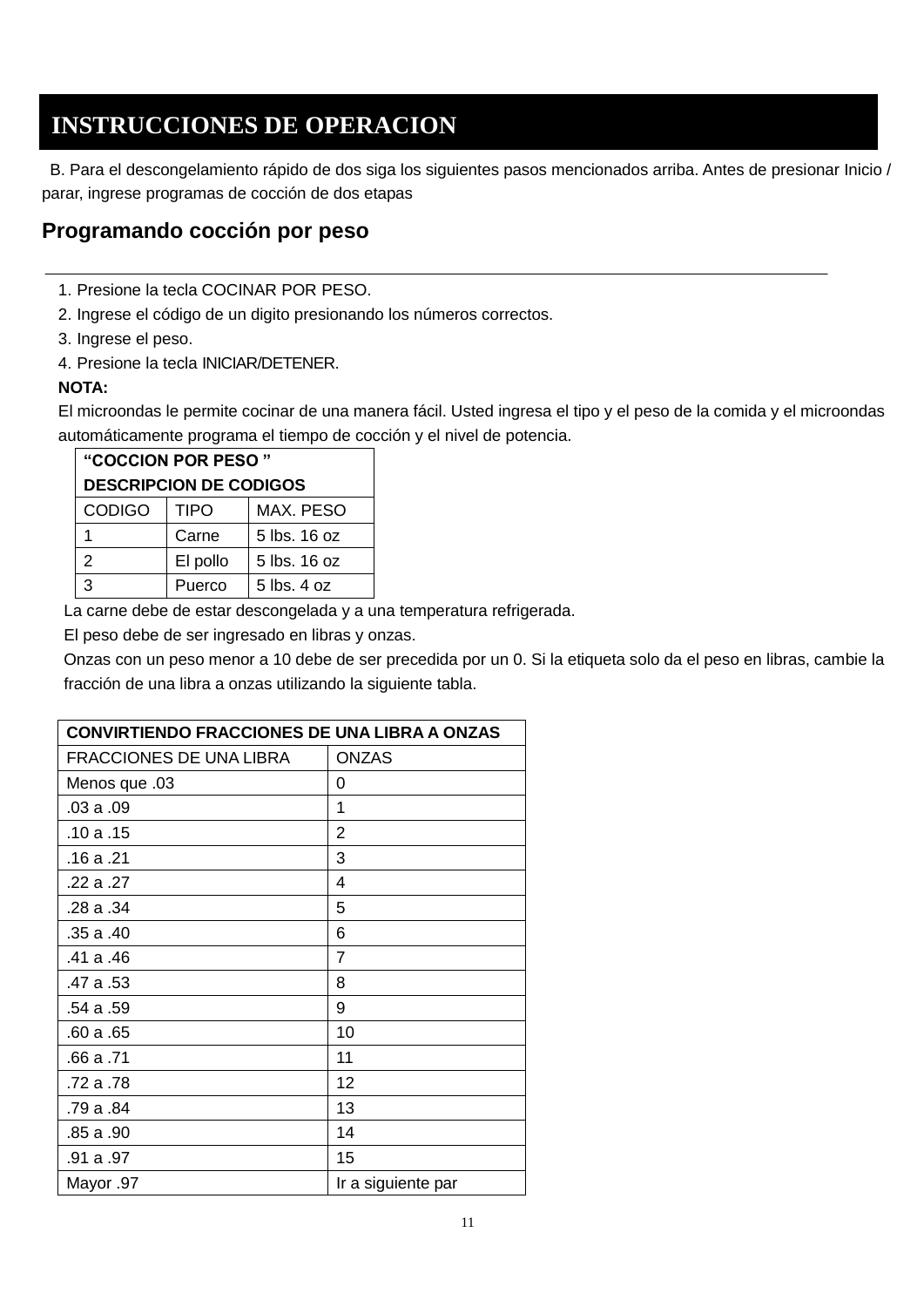# INSTRUCCIONES DE OPERACION

B. Para el descongelamiento rápido de dos siga los siguientes pasos mencionados arriba. Antes de presionar Inicio / parar, ingrese programas de cocción de dos etapas

## Programando cocción por peso

1. Presione la tecla COCINAR POR PESO.
2. Ingrese el código de un digito presionando los números correctos.
3. Ingrese el peso.
4. Presione la tecla INICIAR/DETENER.

**NOTA:**

El microondas le permite cocinar de una manera fácil. Usted ingresa el tipo y el peso de la comida y el microondas automáticamente programa el tiempo de cocción y el nivel de potencia.

| **"COCCION POR PESO " DESCRIPCION DE CODIGOS** | | |
|---|---|---|
| CODIGO | TIPO | MAX. PESO |
| 1 | Carne | 5 lbs. 16 oz |
| 2 | El pollo | 5 lbs. 16 oz |
| 3 | Puerco | 5 lbs. 4 oz |

La carne debe de estar descongelada y a una temperatura refrigerada.

El peso debe de ser ingresado en libras y onzas.

Onzas con un peso menor a 10 debe de ser precedida por un 0. Si la etiqueta solo da el peso en libras, cambie la fracción de una libra a onzas utilizando la siguiente tabla.

| **CONVIRTIENDO FRACCIONES DE UNA LIBRA A ONZAS** | |
|---|---|
| FRACCIONES DE UNA LIBRA | ONZAS |
| Menos que .03 | 0 |
| .03 a .09 | 1 |
| .10 a .15 | 2 |
| .16 a .21 | 3 |
| .22 a .27 | 4 |
| .28 a .34 | 5 |
| .35 a .40 | 6 |
| .41 a .46 | 7 |
| .47 a .53 | 8 |
| .54 a .59 | 9 |
| .60 a .65 | 10 |
| .66 a .71 | 11 |
| .72 a .78 | 12 |
| .79 a .84 | 13 |
| .85 a .90 | 14 |
| .91 a .97 | 15 |
| Mayor .97 | Ir a siguiente par |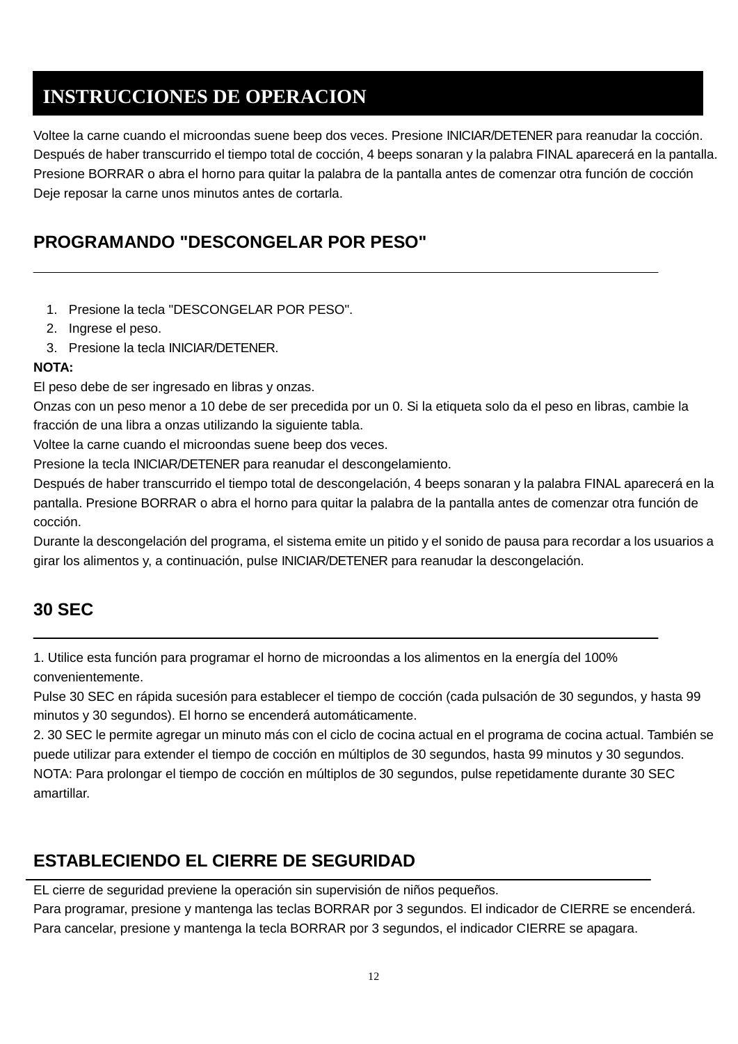# INSTRUCCIONES DE OPERACION

Voltee la carne cuando el microondas suene beep dos veces. Presione INICIAR/DETENER para reanudar la cocción.
Después de haber transcurrido el tiempo total de cocción, 4 beeps sonaran y la palabra FINAL aparecerá en la pantalla.
Presione BORRAR o abra el horno para quitar la palabra de la pantalla antes de comenzar otra función de cocción
Deje reposar la carne unos minutos antes de cortarla.

## PROGRAMANDO "DESCONGELAR POR PESO"

1. Presione la tecla "DESCONGELAR POR PESO".
2. Ingrese el peso.
3. Presione la tecla INICIAR/DETENER.

**NOTA:**
El peso debe de ser ingresado en libras y onzas.
Onzas con un peso menor a 10 debe de ser precedida por un 0. Si la etiqueta solo da el peso en libras, cambie la fracción de una libra a onzas utilizando la siguiente tabla.
Voltee la carne cuando el microondas suene beep dos veces.
Presione la tecla INICIAR/DETENER para reanudar el descongelamiento.
Después de haber transcurrido el tiempo total de descongelación, 4 beeps sonaran y la palabra FINAL aparecerá en la pantalla. Presione BORRAR o abra el horno para quitar la palabra de la pantalla antes de comenzar otra función de cocción.
Durante la descongelación del programa, el sistema emite un pitido y el sonido de pausa para recordar a los usuarios a girar los alimentos y, a continuación, pulse INICIAR/DETENER para reanudar la descongelación.

## 30 SEC

1. Utilice esta función para programar el horno de microondas a los alimentos en la energía del 100% convenientemente.
Pulse 30 SEC en rápida sucesión para establecer el tiempo de cocción (cada pulsación de 30 segundos, y hasta 99 minutos y 30 segundos). El horno se encenderá automáticamente.
2. 30 SEC le permite agregar un minuto más con el ciclo de cocina actual en el programa de cocina actual. También se puede utilizar para extender el tiempo de cocción en múltiplos de 30 segundos, hasta 99 minutos y 30 segundos.
NOTA: Para prolongar el tiempo de cocción en múltiplos de 30 segundos, pulse repetidamente durante 30 SEC amartillar.

## ESTABLECIENDO EL CIERRE DE SEGURIDAD

EL cierre de seguridad previene la operación sin supervisión de niños pequeños.
Para programar, presione y mantenga las teclas BORRAR por 3 segundos. El indicador de CIERRE se encenderá.
Para cancelar, presione y mantenga la tecla BORRAR por 3 segundos, el indicador CIERRE se apagara.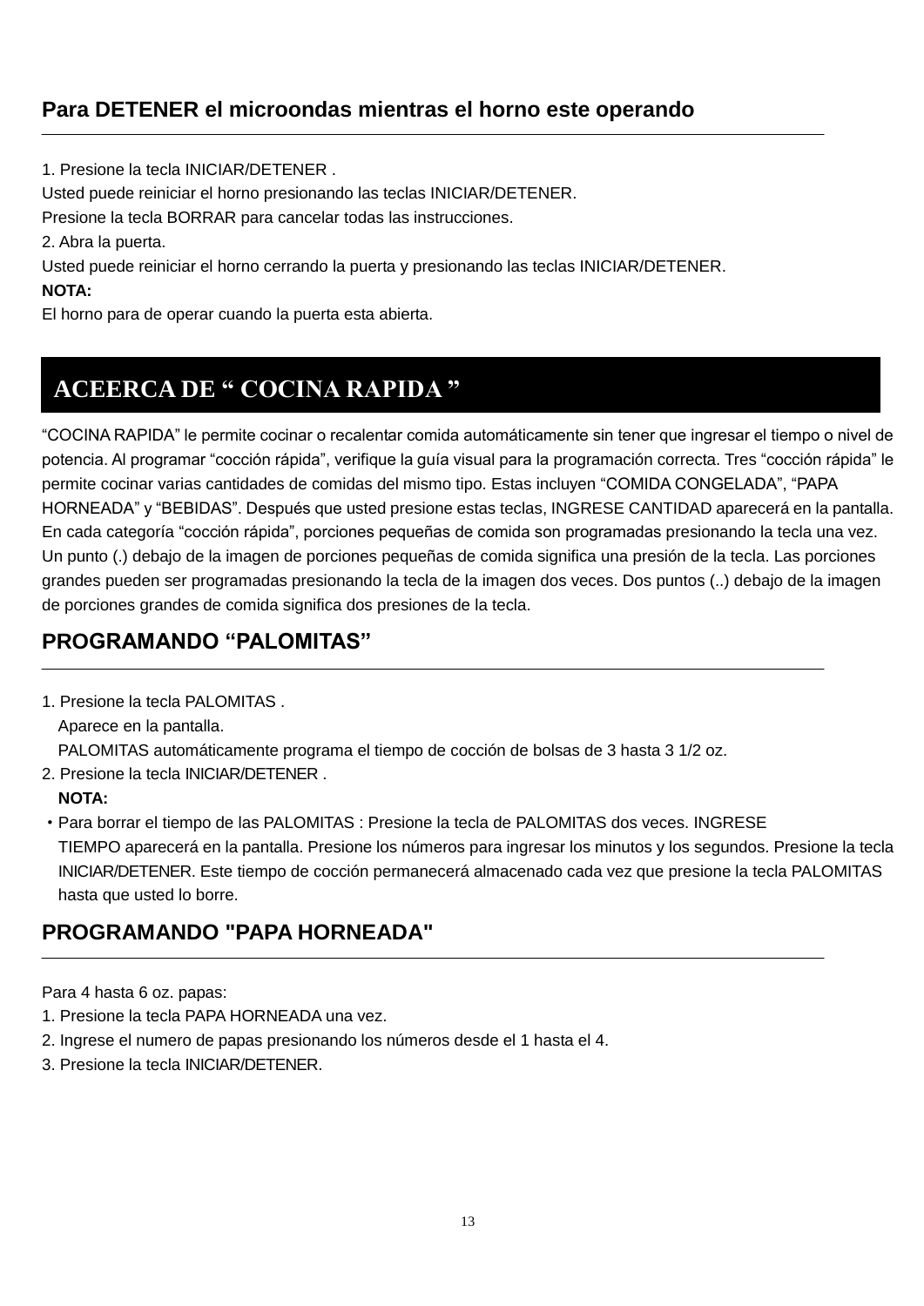## Para DETENER el microondas mientras el horno este operando

1. Presione la tecla INICIAR/DETENER .
Usted puede reiniciar el horno presionando las teclas INICIAR/DETENER.
Presione la tecla BORRAR para cancelar todas las instrucciones.
2. Abra la puerta.
Usted puede reiniciar el horno cerrando la puerta y presionando las teclas INICIAR/DETENER.

**NOTA:**
El horno para de operar cuando la puerta esta abierta.

# ACEERCA DE “ COCINA RAPIDA ”

“COCINA RAPIDA” le permite cocinar o recalentar comida automáticamente sin tener que ingresar el tiempo o nivel de potencia. Al programar “cocción rápida”, verifique la guía visual para la programación correcta. Tres “cocción rápida” le permite cocinar varias cantidades de comidas del mismo tipo. Estas incluyen “COMIDA CONGELADA”, “PAPA HORNEADA” y “BEBIDAS”. Después que usted presione estas teclas, INGRESE CANTIDAD aparecerá en la pantalla. En cada categoría “cocción rápida”, porciones pequeñas de comida son programadas presionando la tecla una vez. Un punto (.) debajo de la imagen de porciones pequeñas de comida significa una presión de la tecla. Las porciones grandes pueden ser programadas presionando la tecla de la imagen dos veces. Dos puntos (..) debajo de la imagen de porciones grandes de comida significa dos presiones de la tecla.

## PROGRAMANDO “PALOMITAS”

1. Presione la tecla PALOMITAS .
   Aparece en la pantalla.
   PALOMITAS automáticamente programa el tiempo de cocción de bolsas de 3 hasta 3 1/2 oz.
2. Presione la tecla INICIAR/DETENER .

   **NOTA:**

   ・Para borrar el tiempo de las PALOMITAS : Presione la tecla de PALOMITAS dos veces. INGRESE TIEMPO aparecerá en la pantalla. Presione los números para ingresar los minutos y los segundos. Presione la tecla INICIAR/DETENER. Este tiempo de cocción permanecerá almacenado cada vez que presione la tecla PALOMITAS hasta que usted lo borre.

## PROGRAMANDO "PAPA HORNEADA"

Para 4 hasta 6 oz. papas:
1. Presione la tecla PAPA HORNEADA una vez.
2. Ingrese el numero de papas presionando los números desde el 1 hasta el 4.
3. Presione la tecla INICIAR/DETENER.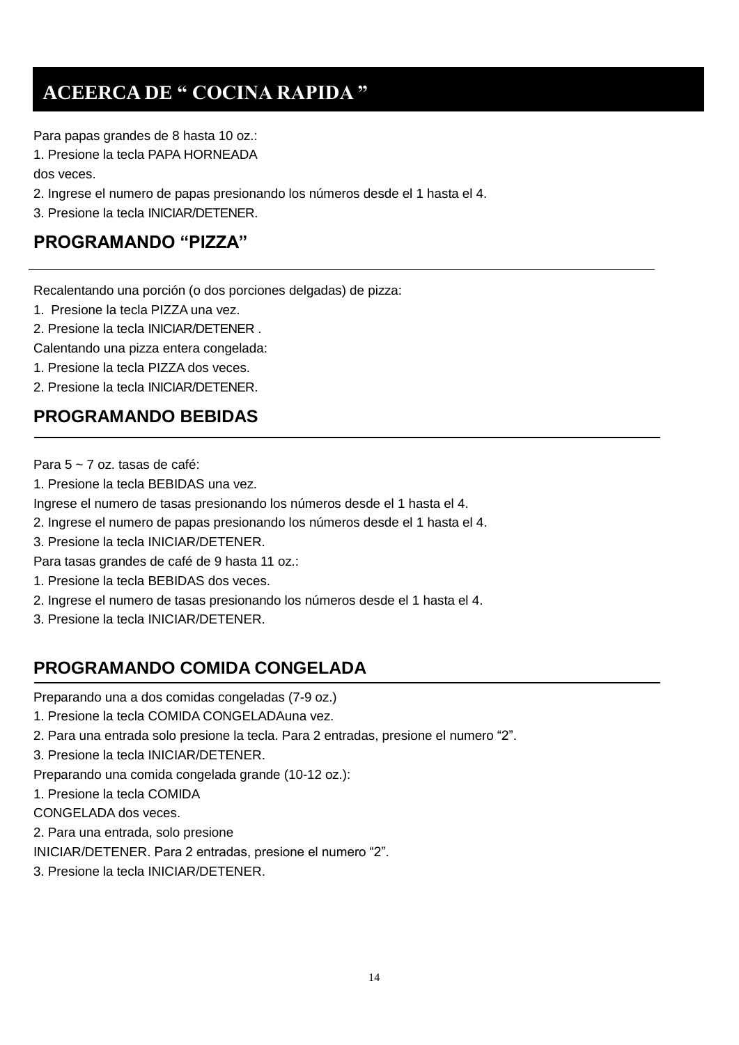## ACEERCA DE " COCINA RAPIDA "

Para papas grandes de 8 hasta 10 oz.:
1. Presione la tecla PAPA HORNEADA
dos veces.
2. Ingrese el numero de papas presionando los números desde el 1 hasta el 4.
3. Presione la tecla INICIAR/DETENER.

## PROGRAMANDO "PIZZA"

Recalentando una porción (o dos porciones delgadas) de pizza:
1. Presione la tecla PIZZA una vez.
2. Presione la tecla INICIAR/DETENER .
Calentando una pizza entera congelada:
1. Presione la tecla PIZZA dos veces.
2. Presione la tecla INICIAR/DETENER.

## PROGRAMANDO BEBIDAS

Para 5 ~ 7 oz. tasas de café:
1. Presione la tecla BEBIDAS una vez.
Ingrese el numero de tasas presionando los números desde el 1 hasta el 4.
2. Ingrese el numero de papas presionando los números desde el 1 hasta el 4.
3. Presione la tecla INICIAR/DETENER.
Para tasas grandes de café de 9 hasta 11 oz.:
1. Presione la tecla BEBIDAS dos veces.
2. Ingrese el numero de tasas presionando los números desde el 1 hasta el 4.
3. Presione la tecla INICIAR/DETENER.

## PROGRAMANDO COMIDA CONGELADA

Preparando una a dos comidas congeladas (7-9 oz.)
1. Presione la tecla COMIDA CONGELADAuna vez.
2. Para una entrada solo presione la tecla. Para 2 entradas, presione el numero "2".
3. Presione la tecla INICIAR/DETENER.
Preparando una comida congelada grande (10-12 oz.):
1. Presione la tecla COMIDA
CONGELADA dos veces.
2. Para una entrada, solo presione
INICIAR/DETENER. Para 2 entradas, presione el numero "2".
3. Presione la tecla INICIAR/DETENER.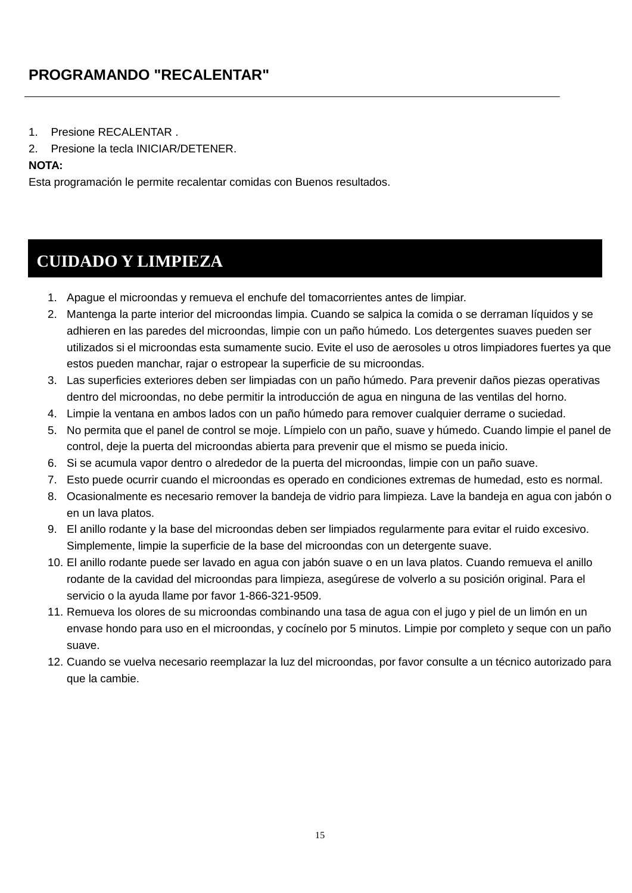## PROGRAMANDO "RECALENTAR"

1. Presione RECALENTAR .
2. Presione la tecla INICIAR/DETENER.

**NOTA:**
Esta programación le permite recalentar comidas con Buenos resultados.

## CUIDADO Y LIMPIEZA

1. Apague el microondas y remueva el enchufe del tomacorrientes antes de limpiar.
2. Mantenga la parte interior del microondas limpia. Cuando se salpica la comida o se derraman líquidos y se adhieren en las paredes del microondas, limpie con un paño húmedo. Los detergentes suaves pueden ser utilizados si el microondas esta sumamente sucio. Evite el uso de aerosoles u otros limpiadores fuertes ya que estos pueden manchar, rajar o estropear la superficie de su microondas.
3. Las superficies exteriores deben ser limpiadas con un paño húmedo. Para prevenir daños piezas operativas dentro del microondas, no debe permitir la introducción de agua en ninguna de las ventilas del horno.
4. Limpie la ventana en ambos lados con un paño húmedo para remover cualquier derrame o suciedad.
5. No permita que el panel de control se moje. Límpielo con un paño, suave y húmedo. Cuando limpie el panel de control, deje la puerta del microondas abierta para prevenir que el mismo se pueda inicio.
6. Si se acumula vapor dentro o alrededor de la puerta del microondas, limpie con un paño suave.
7. Esto puede ocurrir cuando el microondas es operado en condiciones extremas de humedad, esto es normal.
8. Ocasionalmente es necesario remover la bandeja de vidrio para limpieza. Lave la bandeja en agua con jabón o en un lava platos.
9. El anillo rodante y la base del microondas deben ser limpiados regularmente para evitar el ruido excesivo. Simplemente, limpie la superficie de la base del microondas con un detergente suave.
10. El anillo rodante puede ser lavado en agua con jabón suave o en un lava platos. Cuando remueva el anillo rodante de la cavidad del microondas para limpieza, asegúrese de volverlo a su posición original. Para el servicio o la ayuda llame por favor 1-866-321-9509.
11. Remueva los olores de su microondas combinando una tasa de agua con el jugo y piel de un limón en un envase hondo para uso en el microondas, y cocínelo por 5 minutos. Limpie por completo y seque con un paño suave.
12. Cuando se vuelva necesario reemplazar la luz del microondas, por favor consulte a un técnico autorizado para que la cambie.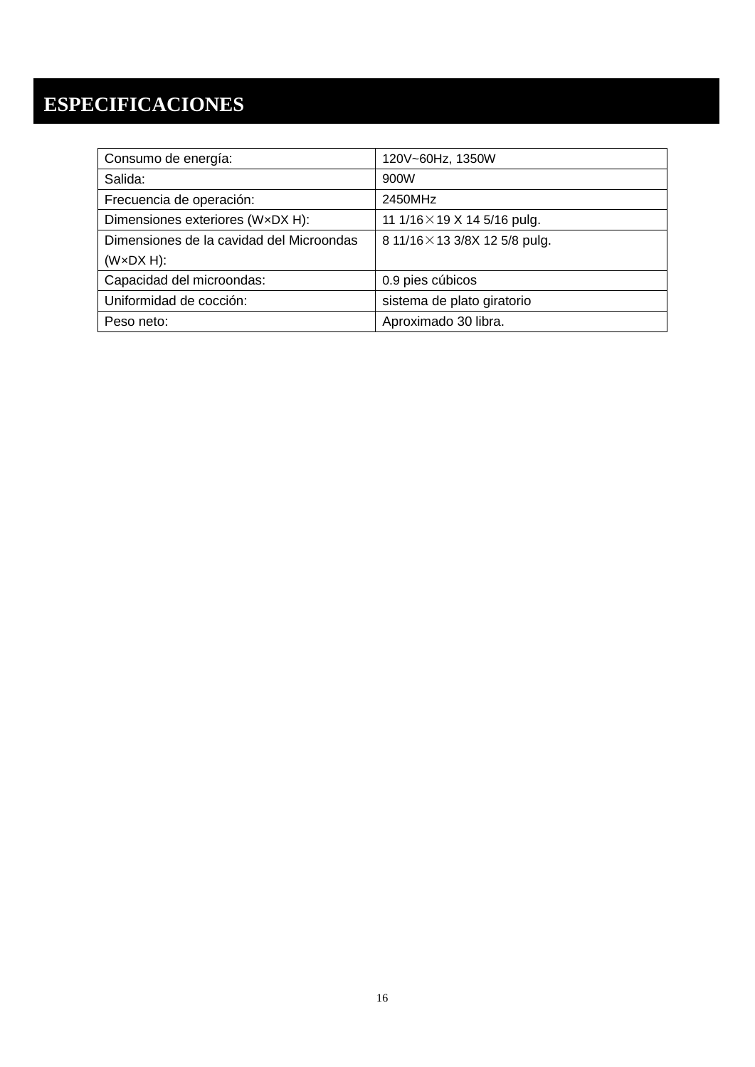# ESPECIFICACIONES

| Consumo de energía: | 120V~60Hz, 1350W |
|---|---|
| Salida: | 900W |
| Frecuencia de operación: | 2450MHz |
| Dimensiones exteriores (W×DX H): | 11 1/16×19 X 14 5/16 pulg. |
| Dimensiones de la cavidad del Microondas (W×DX H): | 8 11/16×13 3/8X 12 5/8 pulg. |
| Capacidad del microondas: | 0.9 pies cúbicos |
| Uniformidad de cocción: | sistema de plato giratorio |
| Peso neto: | Aproximado 30 libra. |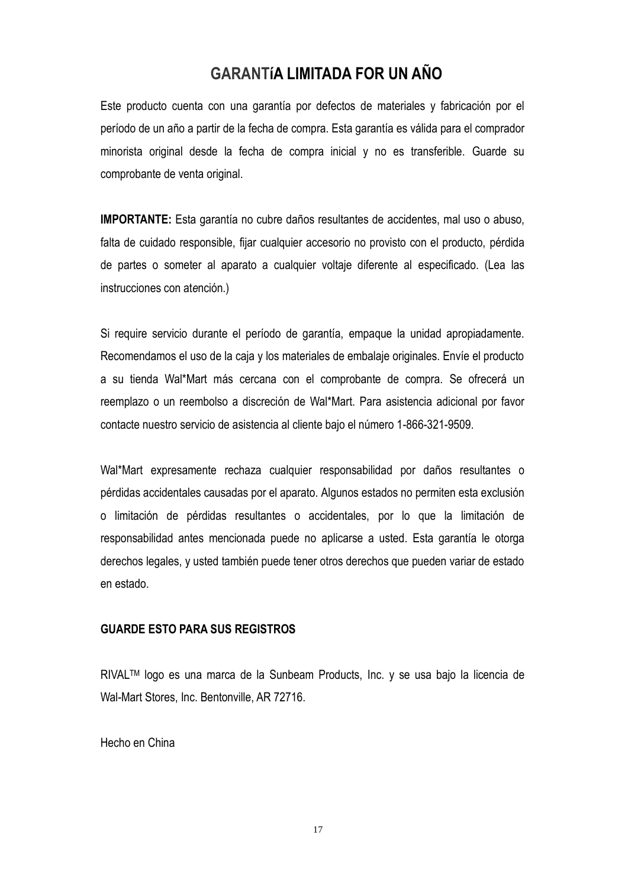# GARANTíA LIMITADA FOR UN AÑO

Este producto cuenta con una garantía por defectos de materiales y fabricación por el período de un año a partir de la fecha de compra. Esta garantía es válida para el comprador minorista original desde la fecha de compra inicial y no es transferible. Guarde su comprobante de venta original.

**IMPORTANTE:** Esta garantía no cubre daños resultantes de accidentes, mal uso o abuso, falta de cuidado responsible, fijar cualquier accesorio no provisto con el producto, pérdida de partes o someter al aparato a cualquier voltaje diferente al especificado. (Lea las instrucciones con atención.)

Si require servicio durante el período de garantía, empaque la unidad apropiadamente. Recomendamos el uso de la caja y los materiales de embalaje originales. Envíe el producto a su tienda Wal*Mart más cercana con el comprobante de compra. Se ofrecerá un reemplazo o un reembolso a discreción de Wal*Mart. Para asistencia adicional por favor contacte nuestro servicio de asistencia al cliente bajo el número 1-866-321-9509.

Wal*Mart expresamente rechaza cualquier responsabilidad por daños resultantes o pérdidas accidentales causadas por el aparato. Algunos estados no permiten esta exclusión o limitación de pérdidas resultantes o accidentales, por lo que la limitación de responsabilidad antes mencionada puede no aplicarse a usted. Esta garantía le otorga derechos legales, y usted también puede tener otros derechos que pueden variar de estado en estado.

**GUARDE ESTO PARA SUS REGISTROS**

RIVAL™ logo es una marca de la Sunbeam Products, Inc. y se usa bajo la licencia de Wal-Mart Stores, Inc. Bentonville, AR 72716.

Hecho en China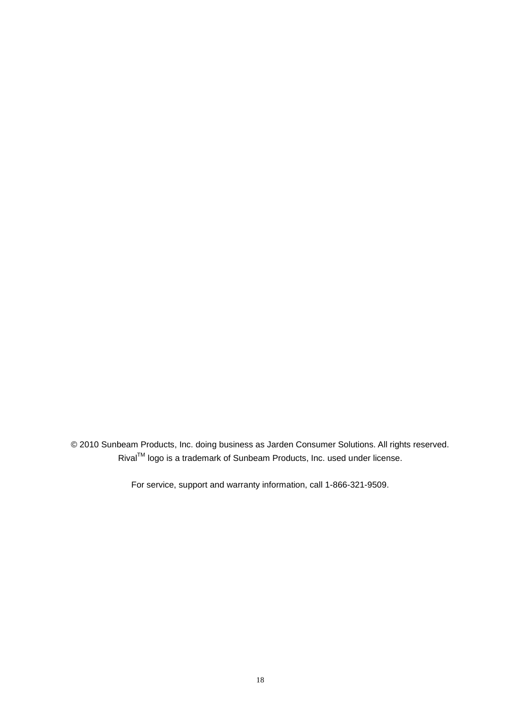© 2010 Sunbeam Products, Inc. doing business as Jarden Consumer Solutions. All rights reserved.
Rival™ logo is a trademark of Sunbeam Products, Inc. used under license.

For service, support and warranty information, call 1-866-321-9509.